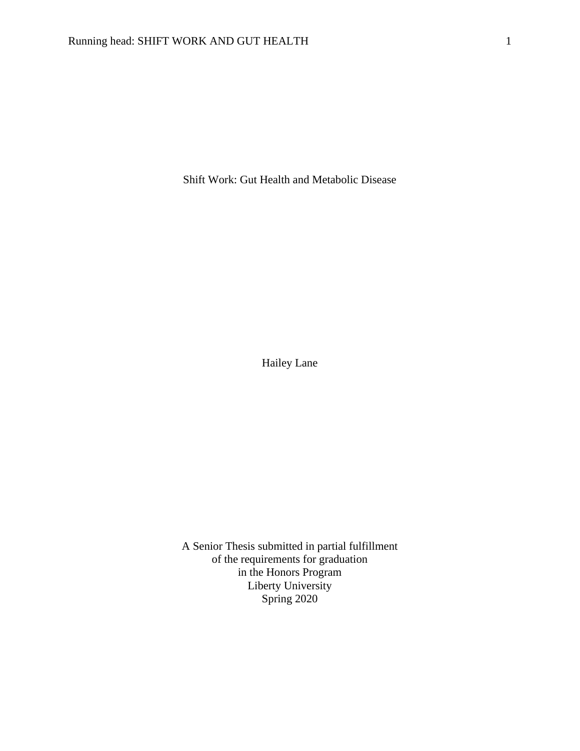# Shift Work: Gut Health and Metabolic Disease

Hailey Lane

A Senior Thesis submitted in partial fulfillment  
of the requirements for graduation  
in the Honors Program  
Liberty University  
Spring 2020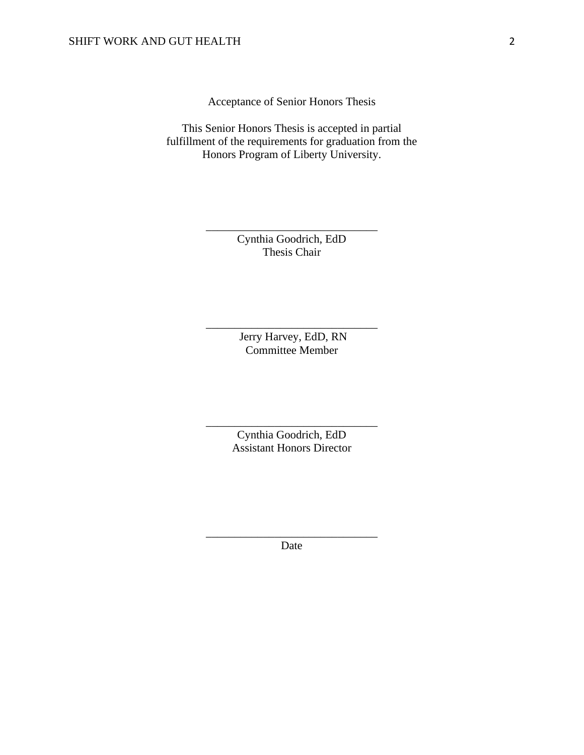Acceptance of Senior Honors Thesis

This Senior Honors Thesis is accepted in partial fulfillment of the requirements for graduation from the Honors Program of Liberty University.

______________________________
Cynthia Goodrich, EdD
Thesis Chair

______________________________
Jerry Harvey, EdD, RN
Committee Member

______________________________
Cynthia Goodrich, EdD
Assistant Honors Director

______________________________
Date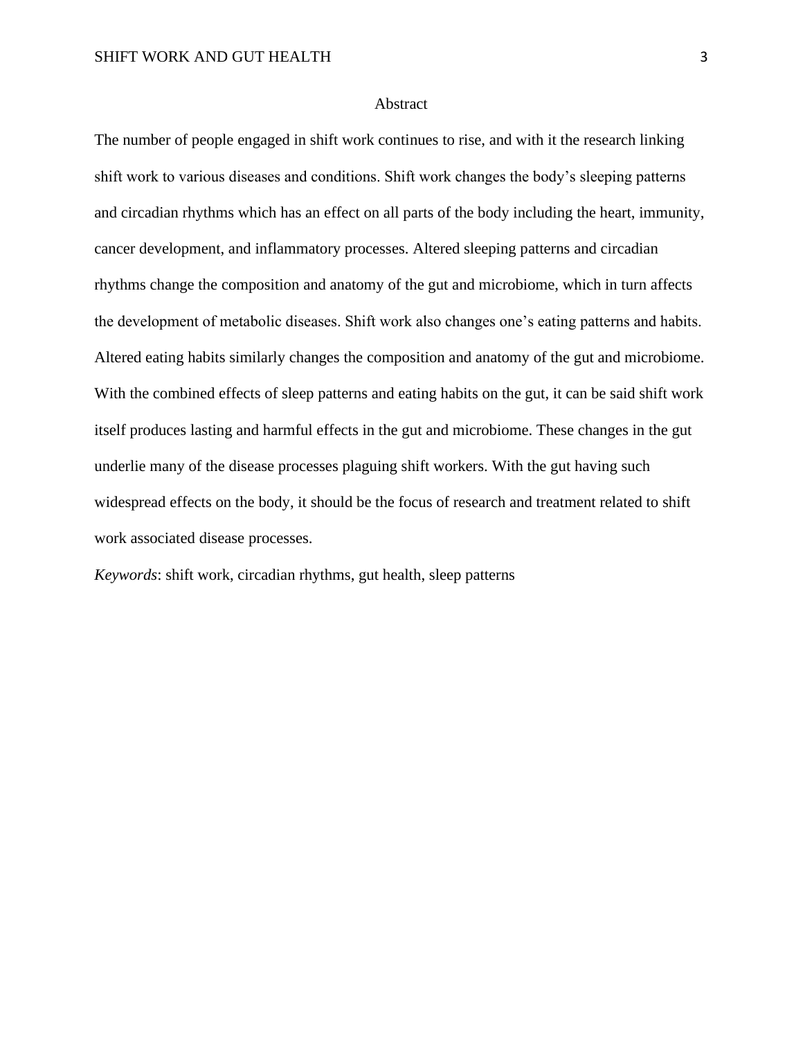# Abstract

The number of people engaged in shift work continues to rise, and with it the research linking shift work to various diseases and conditions. Shift work changes the body's sleeping patterns and circadian rhythms which has an effect on all parts of the body including the heart, immunity, cancer development, and inflammatory processes. Altered sleeping patterns and circadian rhythms change the composition and anatomy of the gut and microbiome, which in turn affects the development of metabolic diseases. Shift work also changes one's eating patterns and habits. Altered eating habits similarly changes the composition and anatomy of the gut and microbiome. With the combined effects of sleep patterns and eating habits on the gut, it can be said shift work itself produces lasting and harmful effects in the gut and microbiome. These changes in the gut underlie many of the disease processes plaguing shift workers. With the gut having such widespread effects on the body, it should be the focus of research and treatment related to shift work associated disease processes.

*Keywords*: shift work, circadian rhythms, gut health, sleep patterns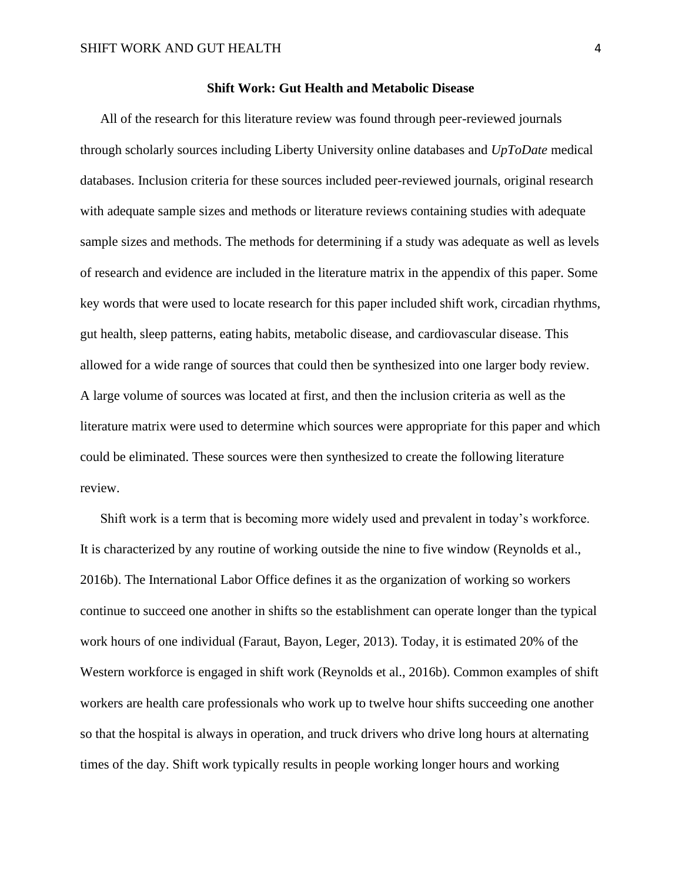**Shift Work: Gut Health and Metabolic Disease**

All of the research for this literature review was found through peer-reviewed journals through scholarly sources including Liberty University online databases and *UpToDate* medical databases. Inclusion criteria for these sources included peer-reviewed journals, original research with adequate sample sizes and methods or literature reviews containing studies with adequate sample sizes and methods. The methods for determining if a study was adequate as well as levels of research and evidence are included in the literature matrix in the appendix of this paper. Some key words that were used to locate research for this paper included shift work, circadian rhythms, gut health, sleep patterns, eating habits, metabolic disease, and cardiovascular disease. This allowed for a wide range of sources that could then be synthesized into one larger body review. A large volume of sources was located at first, and then the inclusion criteria as well as the literature matrix were used to determine which sources were appropriate for this paper and which could be eliminated. These sources were then synthesized to create the following literature review.

Shift work is a term that is becoming more widely used and prevalent in today's workforce. It is characterized by any routine of working outside the nine to five window (Reynolds et al., 2016b). The International Labor Office defines it as the organization of working so workers continue to succeed one another in shifts so the establishment can operate longer than the typical work hours of one individual (Faraut, Bayon, Leger, 2013). Today, it is estimated 20% of the Western workforce is engaged in shift work (Reynolds et al., 2016b). Common examples of shift workers are health care professionals who work up to twelve hour shifts succeeding one another so that the hospital is always in operation, and truck drivers who drive long hours at alternating times of the day. Shift work typically results in people working longer hours and working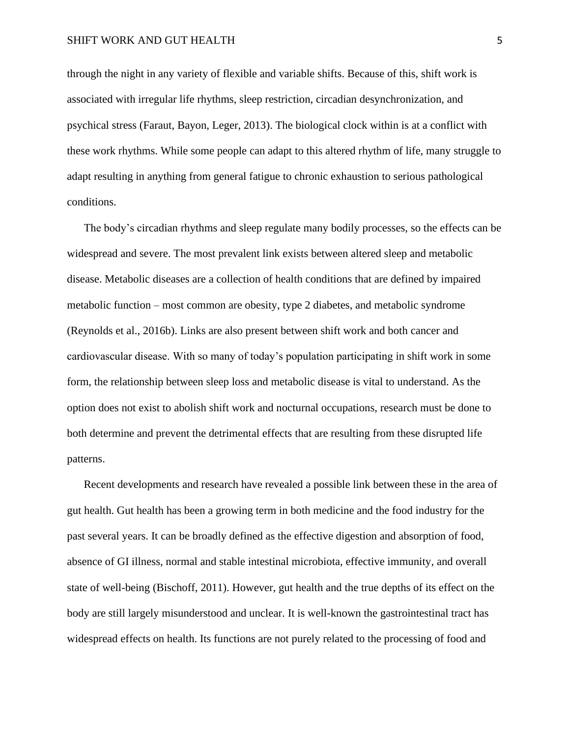through the night in any variety of flexible and variable shifts. Because of this, shift work is associated with irregular life rhythms, sleep restriction, circadian desynchronization, and psychical stress (Faraut, Bayon, Leger, 2013). The biological clock within is at a conflict with these work rhythms. While some people can adapt to this altered rhythm of life, many struggle to adapt resulting in anything from general fatigue to chronic exhaustion to serious pathological conditions.

The body's circadian rhythms and sleep regulate many bodily processes, so the effects can be widespread and severe. The most prevalent link exists between altered sleep and metabolic disease. Metabolic diseases are a collection of health conditions that are defined by impaired metabolic function – most common are obesity, type 2 diabetes, and metabolic syndrome (Reynolds et al., 2016b). Links are also present between shift work and both cancer and cardiovascular disease. With so many of today's population participating in shift work in some form, the relationship between sleep loss and metabolic disease is vital to understand. As the option does not exist to abolish shift work and nocturnal occupations, research must be done to both determine and prevent the detrimental effects that are resulting from these disrupted life patterns.

Recent developments and research have revealed a possible link between these in the area of gut health. Gut health has been a growing term in both medicine and the food industry for the past several years. It can be broadly defined as the effective digestion and absorption of food, absence of GI illness, normal and stable intestinal microbiota, effective immunity, and overall state of well-being (Bischoff, 2011). However, gut health and the true depths of its effect on the body are still largely misunderstood and unclear. It is well-known the gastrointestinal tract has widespread effects on health. Its functions are not purely related to the processing of food and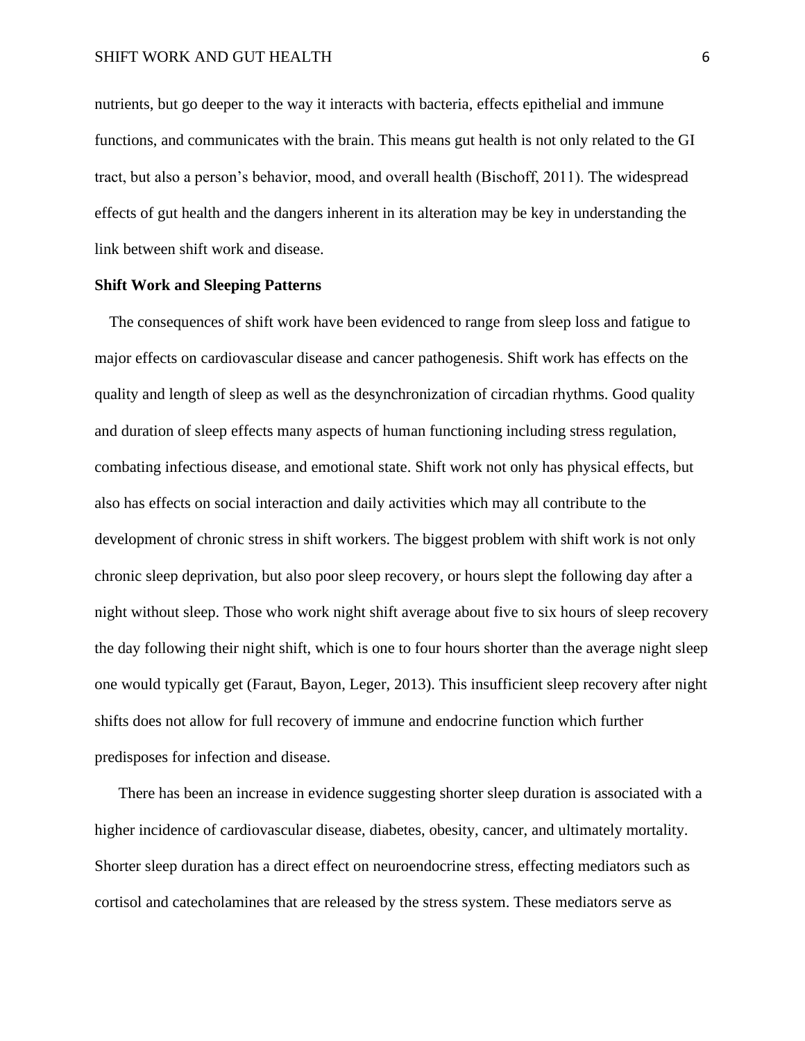nutrients, but go deeper to the way it interacts with bacteria, effects epithelial and immune functions, and communicates with the brain. This means gut health is not only related to the GI tract, but also a person's behavior, mood, and overall health (Bischoff, 2011). The widespread effects of gut health and the dangers inherent in its alteration may be key in understanding the link between shift work and disease.

**Shift Work and Sleeping Patterns**

The consequences of shift work have been evidenced to range from sleep loss and fatigue to major effects on cardiovascular disease and cancer pathogenesis. Shift work has effects on the quality and length of sleep as well as the desynchronization of circadian rhythms. Good quality and duration of sleep effects many aspects of human functioning including stress regulation, combating infectious disease, and emotional state. Shift work not only has physical effects, but also has effects on social interaction and daily activities which may all contribute to the development of chronic stress in shift workers. The biggest problem with shift work is not only chronic sleep deprivation, but also poor sleep recovery, or hours slept the following day after a night without sleep. Those who work night shift average about five to six hours of sleep recovery the day following their night shift, which is one to four hours shorter than the average night sleep one would typically get (Faraut, Bayon, Leger, 2013). This insufficient sleep recovery after night shifts does not allow for full recovery of immune and endocrine function which further predisposes for infection and disease.

There has been an increase in evidence suggesting shorter sleep duration is associated with a higher incidence of cardiovascular disease, diabetes, obesity, cancer, and ultimately mortality. Shorter sleep duration has a direct effect on neuroendocrine stress, effecting mediators such as cortisol and catecholamines that are released by the stress system. These mediators serve as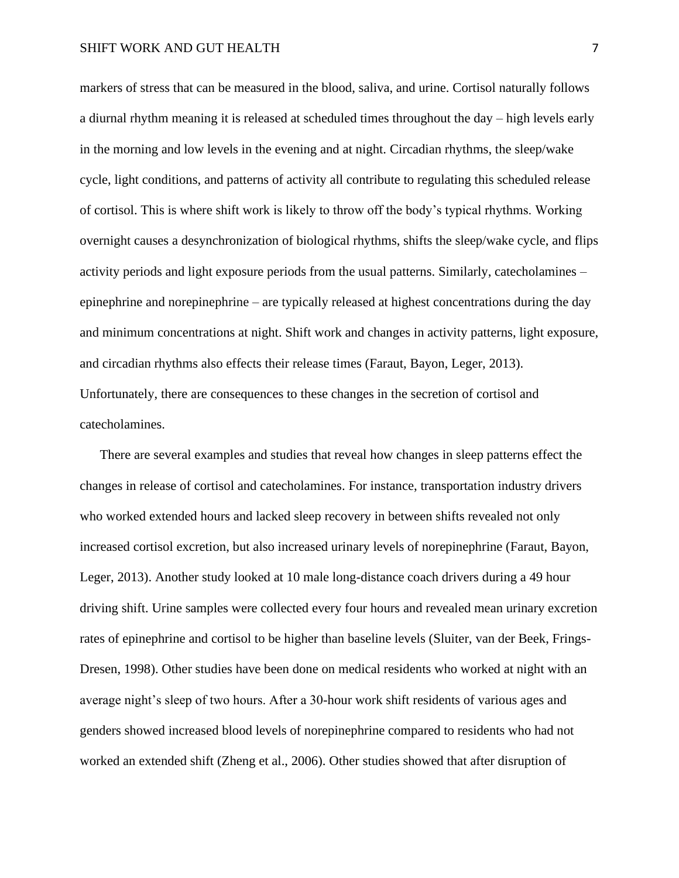markers of stress that can be measured in the blood, saliva, and urine. Cortisol naturally follows a diurnal rhythm meaning it is released at scheduled times throughout the day – high levels early in the morning and low levels in the evening and at night. Circadian rhythms, the sleep/wake cycle, light conditions, and patterns of activity all contribute to regulating this scheduled release of cortisol. This is where shift work is likely to throw off the body's typical rhythms. Working overnight causes a desynchronization of biological rhythms, shifts the sleep/wake cycle, and flips activity periods and light exposure periods from the usual patterns. Similarly, catecholamines – epinephrine and norepinephrine – are typically released at highest concentrations during the day and minimum concentrations at night. Shift work and changes in activity patterns, light exposure, and circadian rhythms also effects their release times (Faraut, Bayon, Leger, 2013). Unfortunately, there are consequences to these changes in the secretion of cortisol and catecholamines.

There are several examples and studies that reveal how changes in sleep patterns effect the changes in release of cortisol and catecholamines. For instance, transportation industry drivers who worked extended hours and lacked sleep recovery in between shifts revealed not only increased cortisol excretion, but also increased urinary levels of norepinephrine (Faraut, Bayon, Leger, 2013). Another study looked at 10 male long-distance coach drivers during a 49 hour driving shift. Urine samples were collected every four hours and revealed mean urinary excretion rates of epinephrine and cortisol to be higher than baseline levels (Sluiter, van der Beek, Frings-Dresen, 1998). Other studies have been done on medical residents who worked at night with an average night's sleep of two hours. After a 30-hour work shift residents of various ages and genders showed increased blood levels of norepinephrine compared to residents who had not worked an extended shift (Zheng et al., 2006). Other studies showed that after disruption of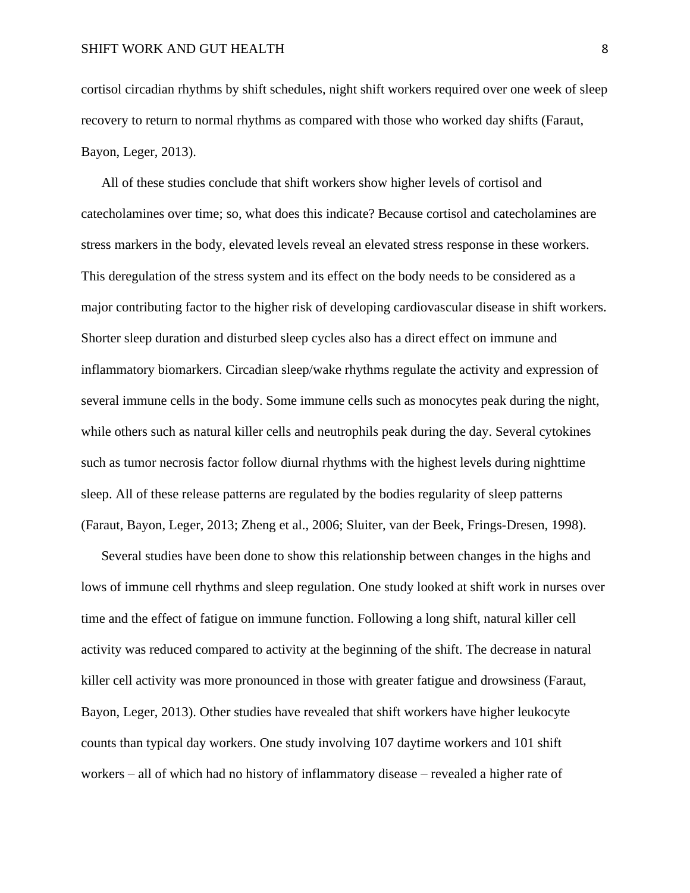cortisol circadian rhythms by shift schedules, night shift workers required over one week of sleep recovery to return to normal rhythms as compared with those who worked day shifts (Faraut, Bayon, Leger, 2013).

All of these studies conclude that shift workers show higher levels of cortisol and catecholamines over time; so, what does this indicate? Because cortisol and catecholamines are stress markers in the body, elevated levels reveal an elevated stress response in these workers. This deregulation of the stress system and its effect on the body needs to be considered as a major contributing factor to the higher risk of developing cardiovascular disease in shift workers. Shorter sleep duration and disturbed sleep cycles also has a direct effect on immune and inflammatory biomarkers. Circadian sleep/wake rhythms regulate the activity and expression of several immune cells in the body. Some immune cells such as monocytes peak during the night, while others such as natural killer cells and neutrophils peak during the day. Several cytokines such as tumor necrosis factor follow diurnal rhythms with the highest levels during nighttime sleep. All of these release patterns are regulated by the bodies regularity of sleep patterns (Faraut, Bayon, Leger, 2013; Zheng et al., 2006; Sluiter, van der Beek, Frings-Dresen, 1998).

Several studies have been done to show this relationship between changes in the highs and lows of immune cell rhythms and sleep regulation. One study looked at shift work in nurses over time and the effect of fatigue on immune function. Following a long shift, natural killer cell activity was reduced compared to activity at the beginning of the shift. The decrease in natural killer cell activity was more pronounced in those with greater fatigue and drowsiness (Faraut, Bayon, Leger, 2013). Other studies have revealed that shift workers have higher leukocyte counts than typical day workers. One study involving 107 daytime workers and 101 shift workers – all of which had no history of inflammatory disease – revealed a higher rate of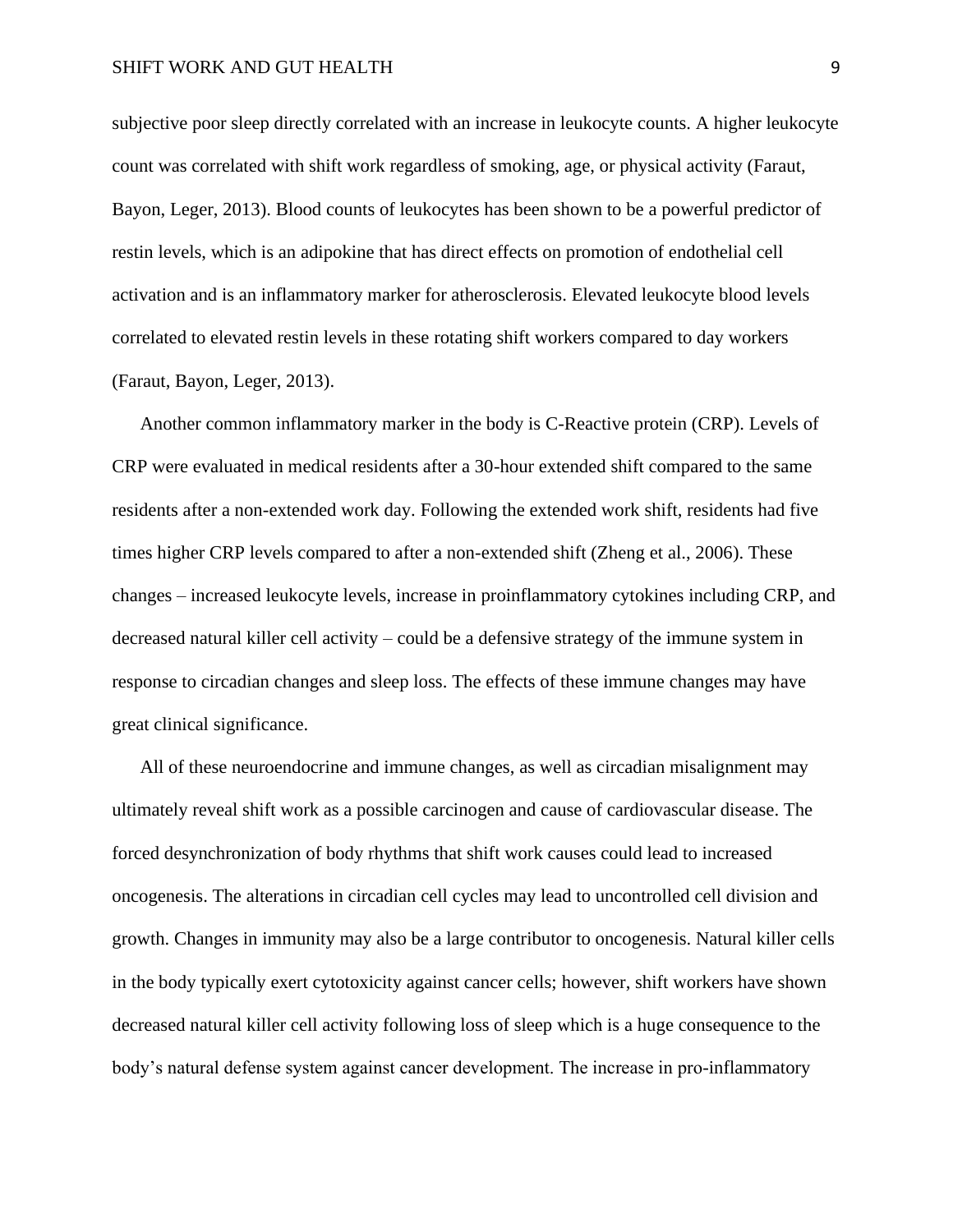subjective poor sleep directly correlated with an increase in leukocyte counts. A higher leukocyte count was correlated with shift work regardless of smoking, age, or physical activity (Faraut, Bayon, Leger, 2013). Blood counts of leukocytes has been shown to be a powerful predictor of restin levels, which is an adipokine that has direct effects on promotion of endothelial cell activation and is an inflammatory marker for atherosclerosis. Elevated leukocyte blood levels correlated to elevated restin levels in these rotating shift workers compared to day workers (Faraut, Bayon, Leger, 2013).

Another common inflammatory marker in the body is C-Reactive protein (CRP). Levels of CRP were evaluated in medical residents after a 30-hour extended shift compared to the same residents after a non-extended work day. Following the extended work shift, residents had five times higher CRP levels compared to after a non-extended shift (Zheng et al., 2006). These changes – increased leukocyte levels, increase in proinflammatory cytokines including CRP, and decreased natural killer cell activity – could be a defensive strategy of the immune system in response to circadian changes and sleep loss. The effects of these immune changes may have great clinical significance.

All of these neuroendocrine and immune changes, as well as circadian misalignment may ultimately reveal shift work as a possible carcinogen and cause of cardiovascular disease. The forced desynchronization of body rhythms that shift work causes could lead to increased oncogenesis. The alterations in circadian cell cycles may lead to uncontrolled cell division and growth. Changes in immunity may also be a large contributor to oncogenesis. Natural killer cells in the body typically exert cytotoxicity against cancer cells; however, shift workers have shown decreased natural killer cell activity following loss of sleep which is a huge consequence to the body's natural defense system against cancer development. The increase in pro-inflammatory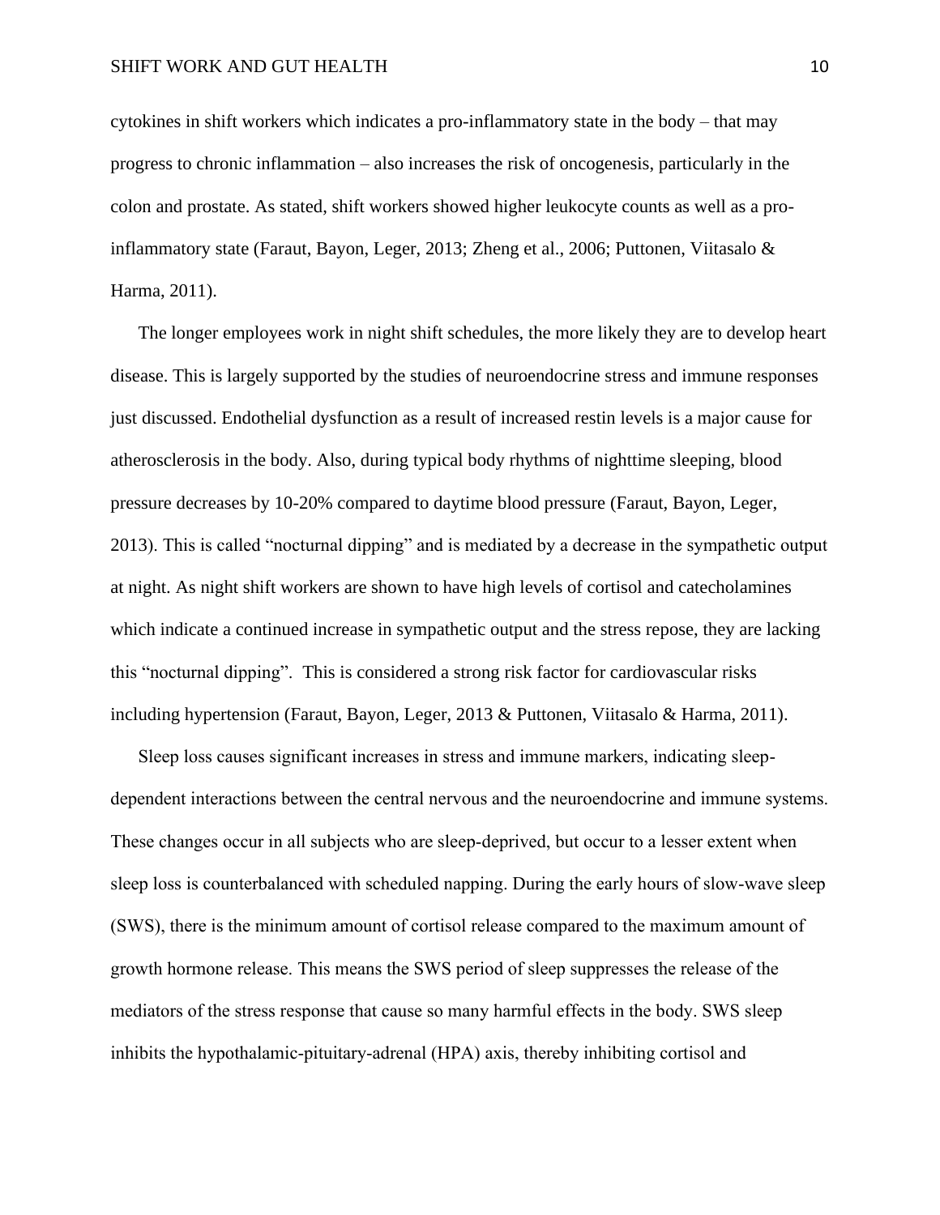cytokines in shift workers which indicates a pro-inflammatory state in the body – that may progress to chronic inflammation – also increases the risk of oncogenesis, particularly in the colon and prostate. As stated, shift workers showed higher leukocyte counts as well as a pro-inflammatory state (Faraut, Bayon, Leger, 2013; Zheng et al., 2006; Puttonen, Viitasalo & Harma, 2011).

The longer employees work in night shift schedules, the more likely they are to develop heart disease. This is largely supported by the studies of neuroendocrine stress and immune responses just discussed. Endothelial dysfunction as a result of increased restin levels is a major cause for atherosclerosis in the body. Also, during typical body rhythms of nighttime sleeping, blood pressure decreases by 10-20% compared to daytime blood pressure (Faraut, Bayon, Leger, 2013). This is called "nocturnal dipping" and is mediated by a decrease in the sympathetic output at night. As night shift workers are shown to have high levels of cortisol and catecholamines which indicate a continued increase in sympathetic output and the stress repose, they are lacking this "nocturnal dipping". This is considered a strong risk factor for cardiovascular risks including hypertension (Faraut, Bayon, Leger, 2013 & Puttonen, Viitasalo & Harma, 2011).

Sleep loss causes significant increases in stress and immune markers, indicating sleep-dependent interactions between the central nervous and the neuroendocrine and immune systems. These changes occur in all subjects who are sleep-deprived, but occur to a lesser extent when sleep loss is counterbalanced with scheduled napping. During the early hours of slow-wave sleep (SWS), there is the minimum amount of cortisol release compared to the maximum amount of growth hormone release. This means the SWS period of sleep suppresses the release of the mediators of the stress response that cause so many harmful effects in the body. SWS sleep inhibits the hypothalamic-pituitary-adrenal (HPA) axis, thereby inhibiting cortisol and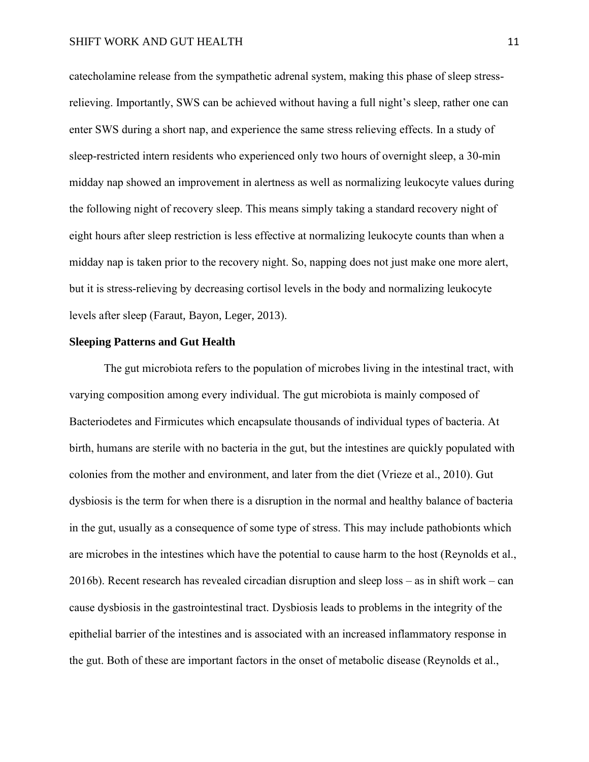catecholamine release from the sympathetic adrenal system, making this phase of sleep stress-relieving. Importantly, SWS can be achieved without having a full night's sleep, rather one can enter SWS during a short nap, and experience the same stress relieving effects. In a study of sleep-restricted intern residents who experienced only two hours of overnight sleep, a 30-min midday nap showed an improvement in alertness as well as normalizing leukocyte values during the following night of recovery sleep. This means simply taking a standard recovery night of eight hours after sleep restriction is less effective at normalizing leukocyte counts than when a midday nap is taken prior to the recovery night. So, napping does not just make one more alert, but it is stress-relieving by decreasing cortisol levels in the body and normalizing leukocyte levels after sleep (Faraut, Bayon, Leger, 2013).

**Sleeping Patterns and Gut Health**

The gut microbiota refers to the population of microbes living in the intestinal tract, with varying composition among every individual. The gut microbiota is mainly composed of Bacteriodetes and Firmicutes which encapsulate thousands of individual types of bacteria. At birth, humans are sterile with no bacteria in the gut, but the intestines are quickly populated with colonies from the mother and environment, and later from the diet (Vrieze et al., 2010). Gut dysbiosis is the term for when there is a disruption in the normal and healthy balance of bacteria in the gut, usually as a consequence of some type of stress. This may include pathobionts which are microbes in the intestines which have the potential to cause harm to the host (Reynolds et al., 2016b). Recent research has revealed circadian disruption and sleep loss – as in shift work – can cause dysbiosis in the gastrointestinal tract. Dysbiosis leads to problems in the integrity of the epithelial barrier of the intestines and is associated with an increased inflammatory response in the gut. Both of these are important factors in the onset of metabolic disease (Reynolds et al.,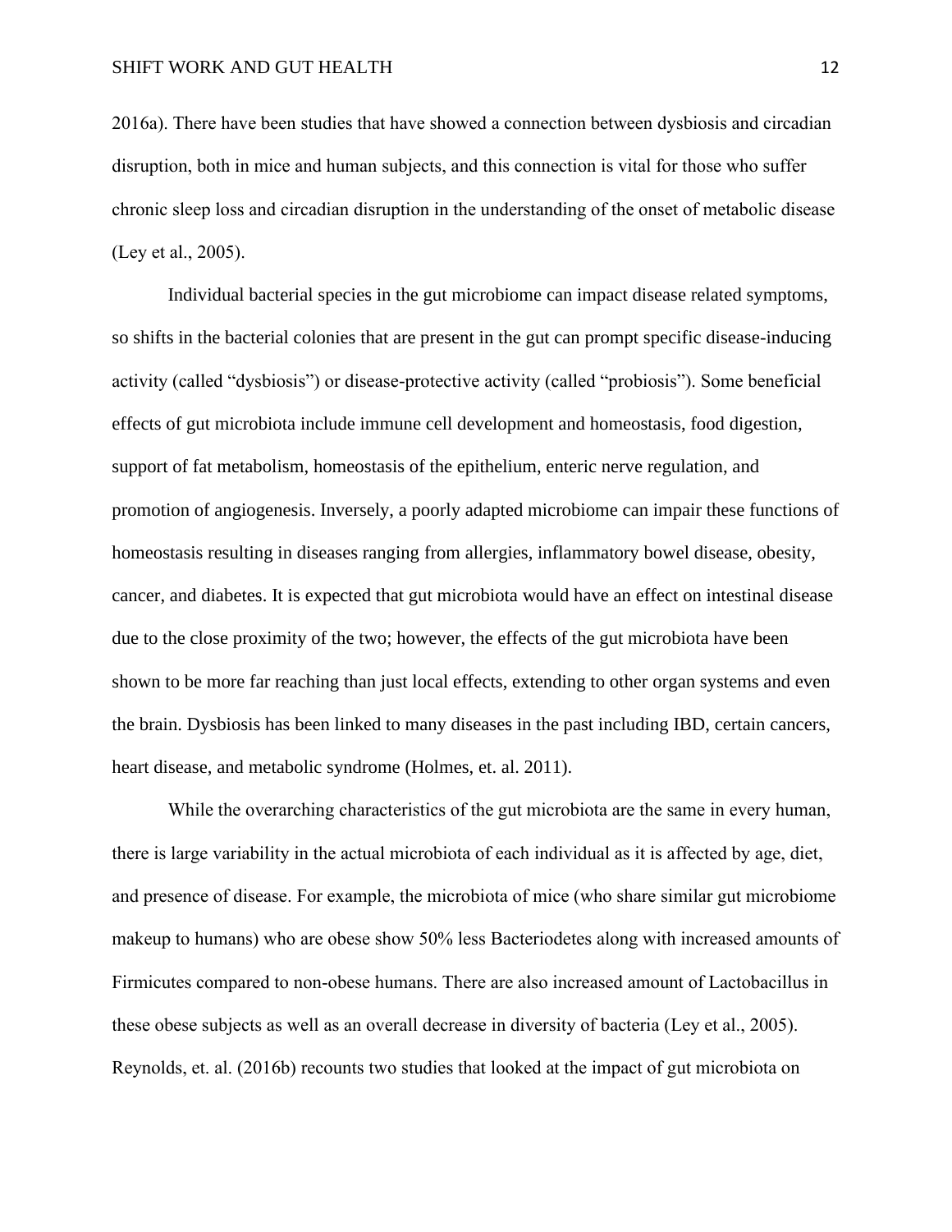2016a). There have been studies that have showed a connection between dysbiosis and circadian disruption, both in mice and human subjects, and this connection is vital for those who suffer chronic sleep loss and circadian disruption in the understanding of the onset of metabolic disease (Ley et al., 2005).

Individual bacterial species in the gut microbiome can impact disease related symptoms, so shifts in the bacterial colonies that are present in the gut can prompt specific disease-inducing activity (called "dysbiosis") or disease-protective activity (called "probiosis"). Some beneficial effects of gut microbiota include immune cell development and homeostasis, food digestion, support of fat metabolism, homeostasis of the epithelium, enteric nerve regulation, and promotion of angiogenesis. Inversely, a poorly adapted microbiome can impair these functions of homeostasis resulting in diseases ranging from allergies, inflammatory bowel disease, obesity, cancer, and diabetes. It is expected that gut microbiota would have an effect on intestinal disease due to the close proximity of the two; however, the effects of the gut microbiota have been shown to be more far reaching than just local effects, extending to other organ systems and even the brain. Dysbiosis has been linked to many diseases in the past including IBD, certain cancers, heart disease, and metabolic syndrome (Holmes, et. al. 2011).

While the overarching characteristics of the gut microbiota are the same in every human, there is large variability in the actual microbiota of each individual as it is affected by age, diet, and presence of disease. For example, the microbiota of mice (who share similar gut microbiome makeup to humans) who are obese show 50% less Bacteriodetes along with increased amounts of Firmicutes compared to non-obese humans. There are also increased amount of Lactobacillus in these obese subjects as well as an overall decrease in diversity of bacteria (Ley et al., 2005). Reynolds, et. al. (2016b) recounts two studies that looked at the impact of gut microbiota on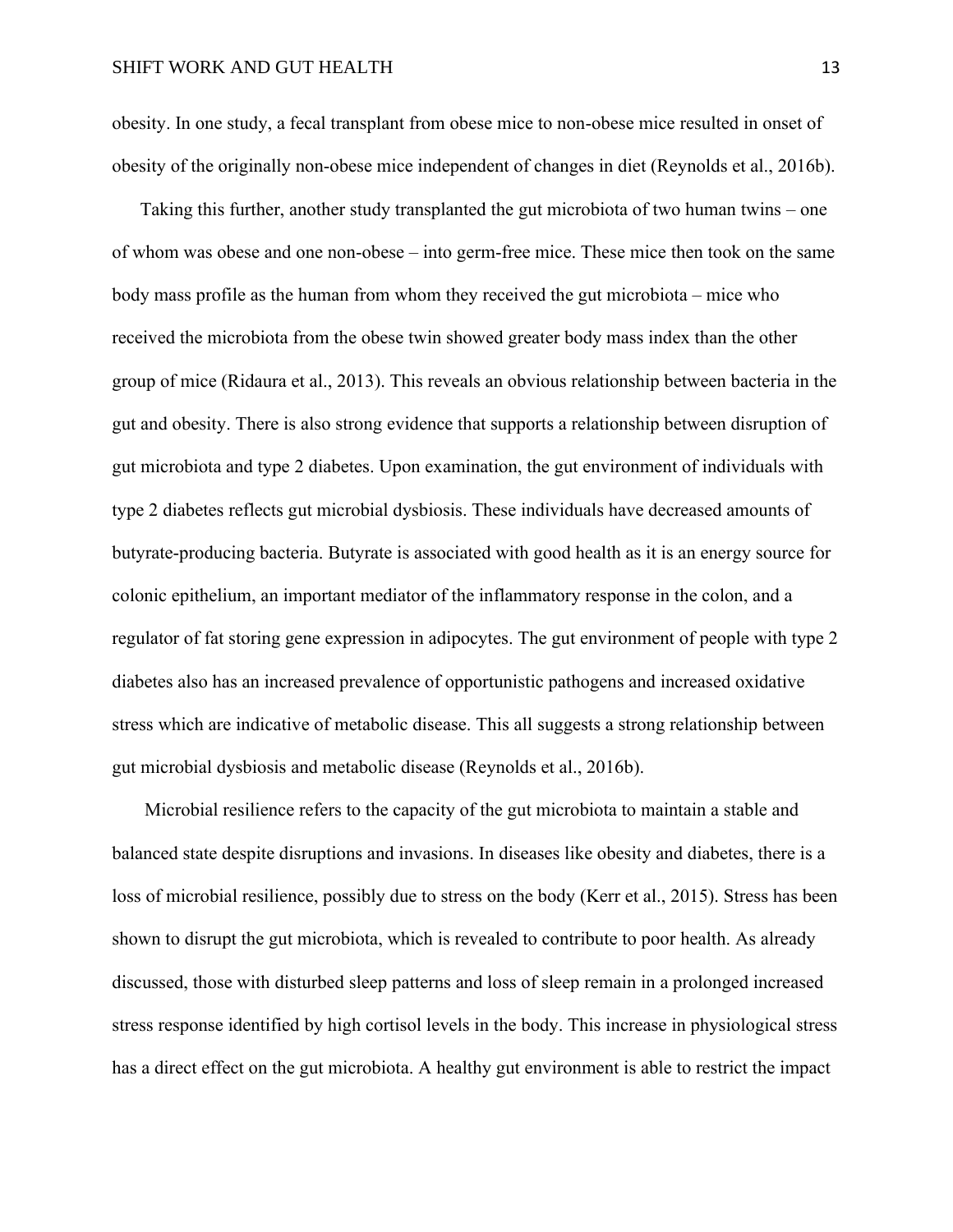obesity. In one study, a fecal transplant from obese mice to non-obese mice resulted in onset of obesity of the originally non-obese mice independent of changes in diet (Reynolds et al., 2016b).

Taking this further, another study transplanted the gut microbiota of two human twins – one of whom was obese and one non-obese – into germ-free mice. These mice then took on the same body mass profile as the human from whom they received the gut microbiota – mice who received the microbiota from the obese twin showed greater body mass index than the other group of mice (Ridaura et al., 2013). This reveals an obvious relationship between bacteria in the gut and obesity. There is also strong evidence that supports a relationship between disruption of gut microbiota and type 2 diabetes. Upon examination, the gut environment of individuals with type 2 diabetes reflects gut microbial dysbiosis. These individuals have decreased amounts of butyrate-producing bacteria. Butyrate is associated with good health as it is an energy source for colonic epithelium, an important mediator of the inflammatory response in the colon, and a regulator of fat storing gene expression in adipocytes. The gut environment of people with type 2 diabetes also has an increased prevalence of opportunistic pathogens and increased oxidative stress which are indicative of metabolic disease. This all suggests a strong relationship between gut microbial dysbiosis and metabolic disease (Reynolds et al., 2016b).

Microbial resilience refers to the capacity of the gut microbiota to maintain a stable and balanced state despite disruptions and invasions. In diseases like obesity and diabetes, there is a loss of microbial resilience, possibly due to stress on the body (Kerr et al., 2015). Stress has been shown to disrupt the gut microbiota, which is revealed to contribute to poor health. As already discussed, those with disturbed sleep patterns and loss of sleep remain in a prolonged increased stress response identified by high cortisol levels in the body. This increase in physiological stress has a direct effect on the gut microbiota. A healthy gut environment is able to restrict the impact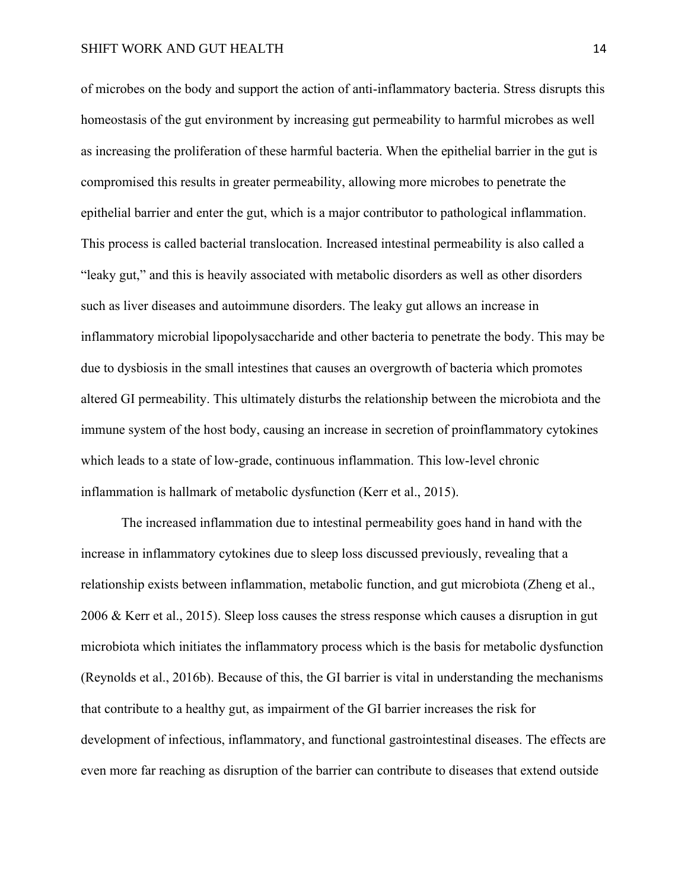of microbes on the body and support the action of anti-inflammatory bacteria. Stress disrupts this homeostasis of the gut environment by increasing gut permeability to harmful microbes as well as increasing the proliferation of these harmful bacteria. When the epithelial barrier in the gut is compromised this results in greater permeability, allowing more microbes to penetrate the epithelial barrier and enter the gut, which is a major contributor to pathological inflammation. This process is called bacterial translocation. Increased intestinal permeability is also called a "leaky gut," and this is heavily associated with metabolic disorders as well as other disorders such as liver diseases and autoimmune disorders. The leaky gut allows an increase in inflammatory microbial lipopolysaccharide and other bacteria to penetrate the body. This may be due to dysbiosis in the small intestines that causes an overgrowth of bacteria which promotes altered GI permeability. This ultimately disturbs the relationship between the microbiota and the immune system of the host body, causing an increase in secretion of proinflammatory cytokines which leads to a state of low-grade, continuous inflammation. This low-level chronic inflammation is hallmark of metabolic dysfunction (Kerr et al., 2015).

The increased inflammation due to intestinal permeability goes hand in hand with the increase in inflammatory cytokines due to sleep loss discussed previously, revealing that a relationship exists between inflammation, metabolic function, and gut microbiota (Zheng et al., 2006 & Kerr et al., 2015). Sleep loss causes the stress response which causes a disruption in gut microbiota which initiates the inflammatory process which is the basis for metabolic dysfunction (Reynolds et al., 2016b). Because of this, the GI barrier is vital in understanding the mechanisms that contribute to a healthy gut, as impairment of the GI barrier increases the risk for development of infectious, inflammatory, and functional gastrointestinal diseases. The effects are even more far reaching as disruption of the barrier can contribute to diseases that extend outside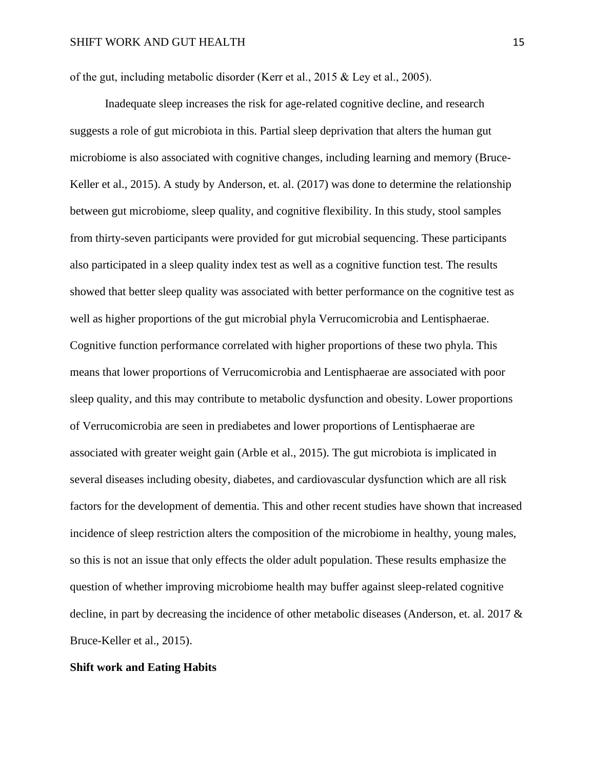of the gut, including metabolic disorder (Kerr et al., 2015 & Ley et al., 2005).

Inadequate sleep increases the risk for age-related cognitive decline, and research suggests a role of gut microbiota in this. Partial sleep deprivation that alters the human gut microbiome is also associated with cognitive changes, including learning and memory (Bruce-Keller et al., 2015). A study by Anderson, et. al. (2017) was done to determine the relationship between gut microbiome, sleep quality, and cognitive flexibility. In this study, stool samples from thirty-seven participants were provided for gut microbial sequencing. These participants also participated in a sleep quality index test as well as a cognitive function test. The results showed that better sleep quality was associated with better performance on the cognitive test as well as higher proportions of the gut microbial phyla Verrucomicrobia and Lentisphaerae. Cognitive function performance correlated with higher proportions of these two phyla. This means that lower proportions of Verrucomicrobia and Lentisphaerae are associated with poor sleep quality, and this may contribute to metabolic dysfunction and obesity. Lower proportions of Verrucomicrobia are seen in prediabetes and lower proportions of Lentisphaerae are associated with greater weight gain (Arble et al., 2015). The gut microbiota is implicated in several diseases including obesity, diabetes, and cardiovascular dysfunction which are all risk factors for the development of dementia. This and other recent studies have shown that increased incidence of sleep restriction alters the composition of the microbiome in healthy, young males, so this is not an issue that only effects the older adult population. These results emphasize the question of whether improving microbiome health may buffer against sleep-related cognitive decline, in part by decreasing the incidence of other metabolic diseases (Anderson, et. al. 2017 & Bruce-Keller et al., 2015).

**Shift work and Eating Habits**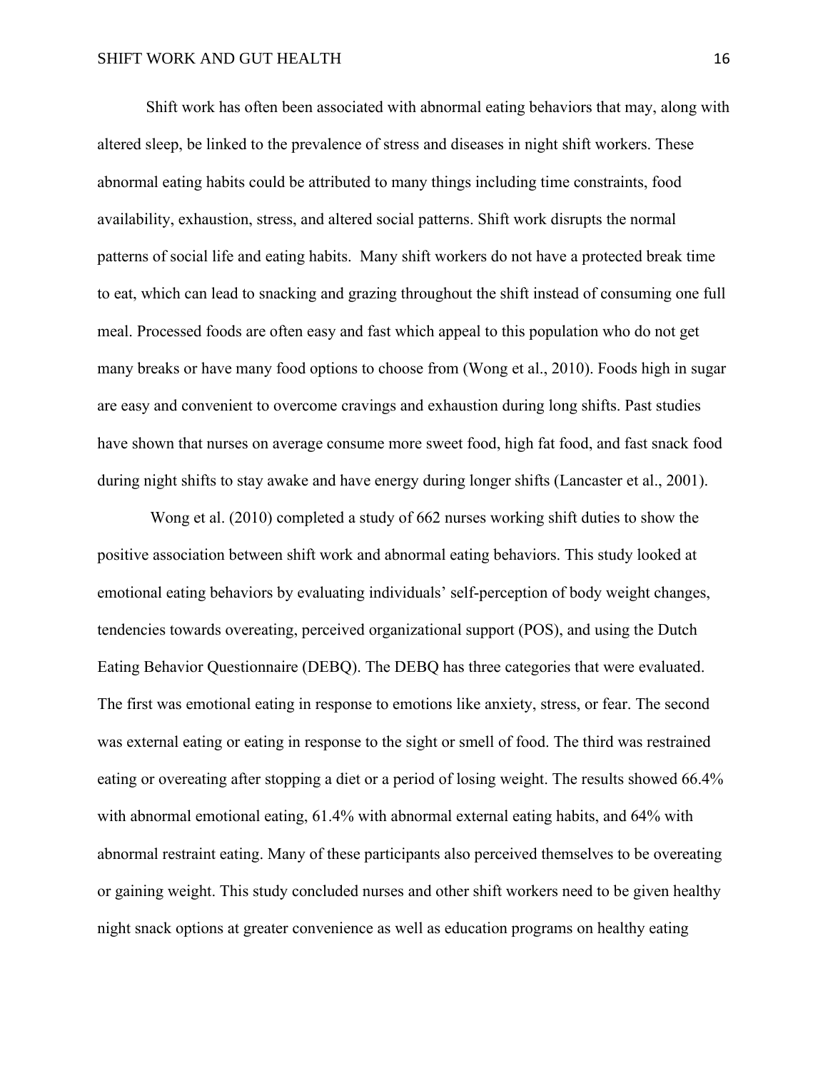Shift work has often been associated with abnormal eating behaviors that may, along with altered sleep, be linked to the prevalence of stress and diseases in night shift workers. These abnormal eating habits could be attributed to many things including time constraints, food availability, exhaustion, stress, and altered social patterns. Shift work disrupts the normal patterns of social life and eating habits. Many shift workers do not have a protected break time to eat, which can lead to snacking and grazing throughout the shift instead of consuming one full meal. Processed foods are often easy and fast which appeal to this population who do not get many breaks or have many food options to choose from (Wong et al., 2010). Foods high in sugar are easy and convenient to overcome cravings and exhaustion during long shifts. Past studies have shown that nurses on average consume more sweet food, high fat food, and fast snack food during night shifts to stay awake and have energy during longer shifts (Lancaster et al., 2001).

Wong et al. (2010) completed a study of 662 nurses working shift duties to show the positive association between shift work and abnormal eating behaviors. This study looked at emotional eating behaviors by evaluating individuals' self-perception of body weight changes, tendencies towards overeating, perceived organizational support (POS), and using the Dutch Eating Behavior Questionnaire (DEBQ). The DEBQ has three categories that were evaluated. The first was emotional eating in response to emotions like anxiety, stress, or fear. The second was external eating or eating in response to the sight or smell of food. The third was restrained eating or overeating after stopping a diet or a period of losing weight. The results showed 66.4% with abnormal emotional eating, 61.4% with abnormal external eating habits, and 64% with abnormal restraint eating. Many of these participants also perceived themselves to be overeating or gaining weight. This study concluded nurses and other shift workers need to be given healthy night snack options at greater convenience as well as education programs on healthy eating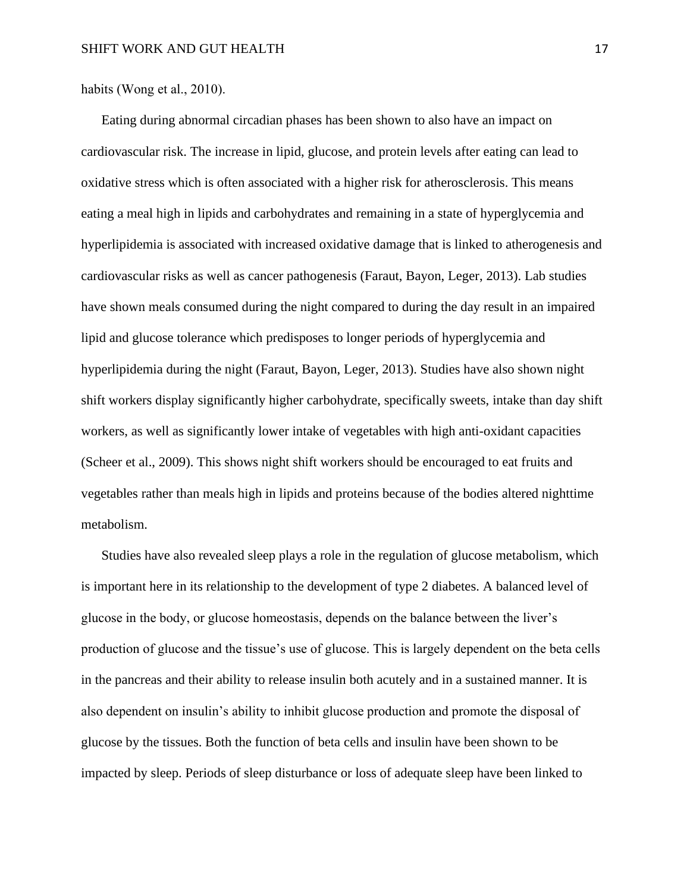habits (Wong et al., 2010).

Eating during abnormal circadian phases has been shown to also have an impact on cardiovascular risk. The increase in lipid, glucose, and protein levels after eating can lead to oxidative stress which is often associated with a higher risk for atherosclerosis. This means eating a meal high in lipids and carbohydrates and remaining in a state of hyperglycemia and hyperlipidemia is associated with increased oxidative damage that is linked to atherogenesis and cardiovascular risks as well as cancer pathogenesis (Faraut, Bayon, Leger, 2013). Lab studies have shown meals consumed during the night compared to during the day result in an impaired lipid and glucose tolerance which predisposes to longer periods of hyperglycemia and hyperlipidemia during the night (Faraut, Bayon, Leger, 2013). Studies have also shown night shift workers display significantly higher carbohydrate, specifically sweets, intake than day shift workers, as well as significantly lower intake of vegetables with high anti-oxidant capacities (Scheer et al., 2009). This shows night shift workers should be encouraged to eat fruits and vegetables rather than meals high in lipids and proteins because of the bodies altered nighttime metabolism.

Studies have also revealed sleep plays a role in the regulation of glucose metabolism, which is important here in its relationship to the development of type 2 diabetes. A balanced level of glucose in the body, or glucose homeostasis, depends on the balance between the liver's production of glucose and the tissue's use of glucose. This is largely dependent on the beta cells in the pancreas and their ability to release insulin both acutely and in a sustained manner. It is also dependent on insulin's ability to inhibit glucose production and promote the disposal of glucose by the tissues. Both the function of beta cells and insulin have been shown to be impacted by sleep. Periods of sleep disturbance or loss of adequate sleep have been linked to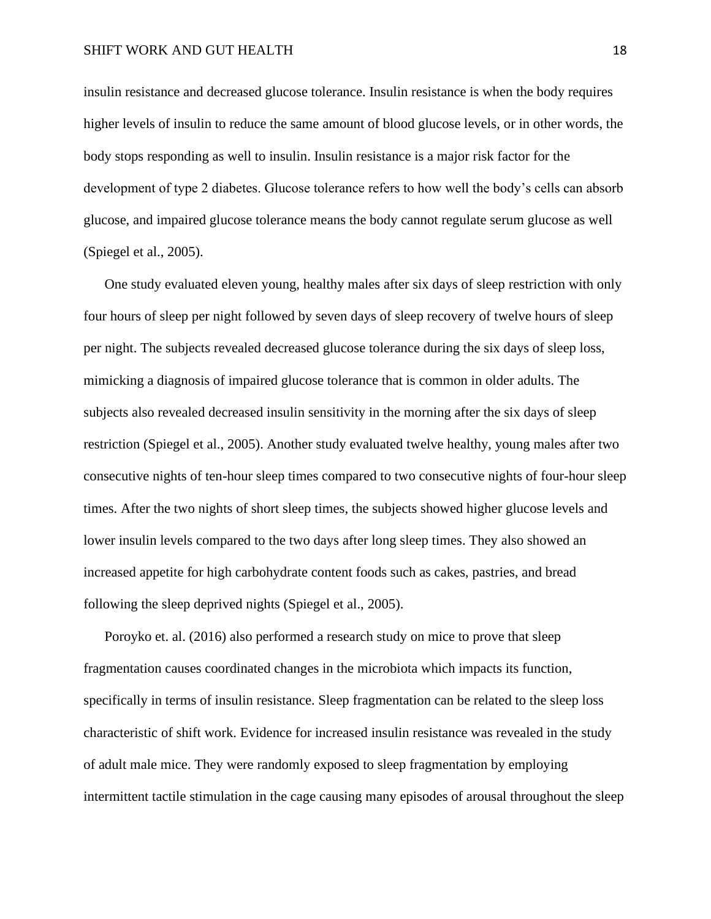insulin resistance and decreased glucose tolerance. Insulin resistance is when the body requires higher levels of insulin to reduce the same amount of blood glucose levels, or in other words, the body stops responding as well to insulin. Insulin resistance is a major risk factor for the development of type 2 diabetes. Glucose tolerance refers to how well the body's cells can absorb glucose, and impaired glucose tolerance means the body cannot regulate serum glucose as well (Spiegel et al., 2005).

One study evaluated eleven young, healthy males after six days of sleep restriction with only four hours of sleep per night followed by seven days of sleep recovery of twelve hours of sleep per night. The subjects revealed decreased glucose tolerance during the six days of sleep loss, mimicking a diagnosis of impaired glucose tolerance that is common in older adults. The subjects also revealed decreased insulin sensitivity in the morning after the six days of sleep restriction (Spiegel et al., 2005). Another study evaluated twelve healthy, young males after two consecutive nights of ten-hour sleep times compared to two consecutive nights of four-hour sleep times. After the two nights of short sleep times, the subjects showed higher glucose levels and lower insulin levels compared to the two days after long sleep times. They also showed an increased appetite for high carbohydrate content foods such as cakes, pastries, and bread following the sleep deprived nights (Spiegel et al., 2005).

Poroyko et. al. (2016) also performed a research study on mice to prove that sleep fragmentation causes coordinated changes in the microbiota which impacts its function, specifically in terms of insulin resistance. Sleep fragmentation can be related to the sleep loss characteristic of shift work. Evidence for increased insulin resistance was revealed in the study of adult male mice. They were randomly exposed to sleep fragmentation by employing intermittent tactile stimulation in the cage causing many episodes of arousal throughout the sleep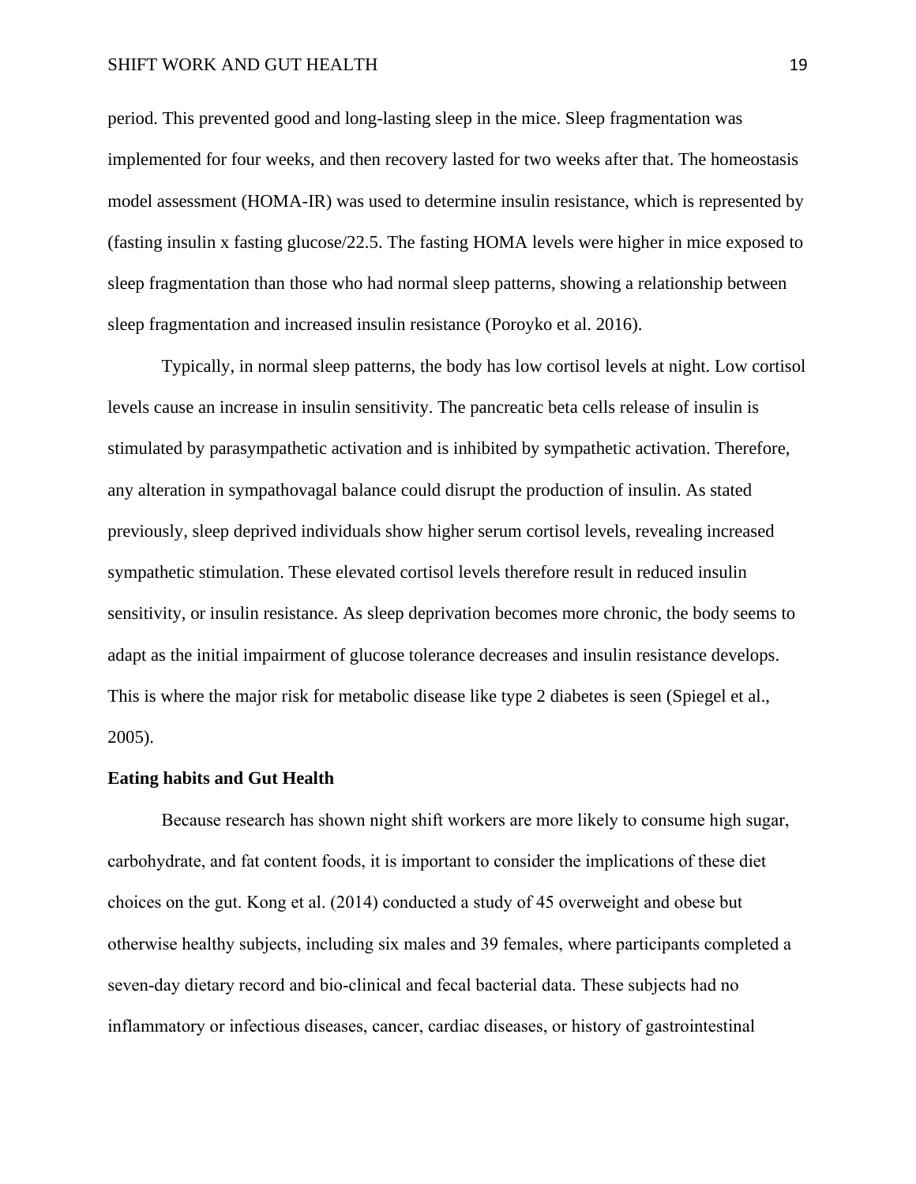period. This prevented good and long-lasting sleep in the mice. Sleep fragmentation was implemented for four weeks, and then recovery lasted for two weeks after that. The homeostasis model assessment (HOMA-IR) was used to determine insulin resistance, which is represented by (fasting insulin x fasting glucose/22.5. The fasting HOMA levels were higher in mice exposed to sleep fragmentation than those who had normal sleep patterns, showing a relationship between sleep fragmentation and increased insulin resistance (Poroyko et al. 2016).

Typically, in normal sleep patterns, the body has low cortisol levels at night. Low cortisol levels cause an increase in insulin sensitivity. The pancreatic beta cells release of insulin is stimulated by parasympathetic activation and is inhibited by sympathetic activation. Therefore, any alteration in sympathovagal balance could disrupt the production of insulin. As stated previously, sleep deprived individuals show higher serum cortisol levels, revealing increased sympathetic stimulation. These elevated cortisol levels therefore result in reduced insulin sensitivity, or insulin resistance. As sleep deprivation becomes more chronic, the body seems to adapt as the initial impairment of glucose tolerance decreases and insulin resistance develops. This is where the major risk for metabolic disease like type 2 diabetes is seen (Spiegel et al., 2005).

**Eating habits and Gut Health**

Because research has shown night shift workers are more likely to consume high sugar, carbohydrate, and fat content foods, it is important to consider the implications of these diet choices on the gut. Kong et al. (2014) conducted a study of 45 overweight and obese but otherwise healthy subjects, including six males and 39 females, where participants completed a seven-day dietary record and bio-clinical and fecal bacterial data. These subjects had no inflammatory or infectious diseases, cancer, cardiac diseases, or history of gastrointestinal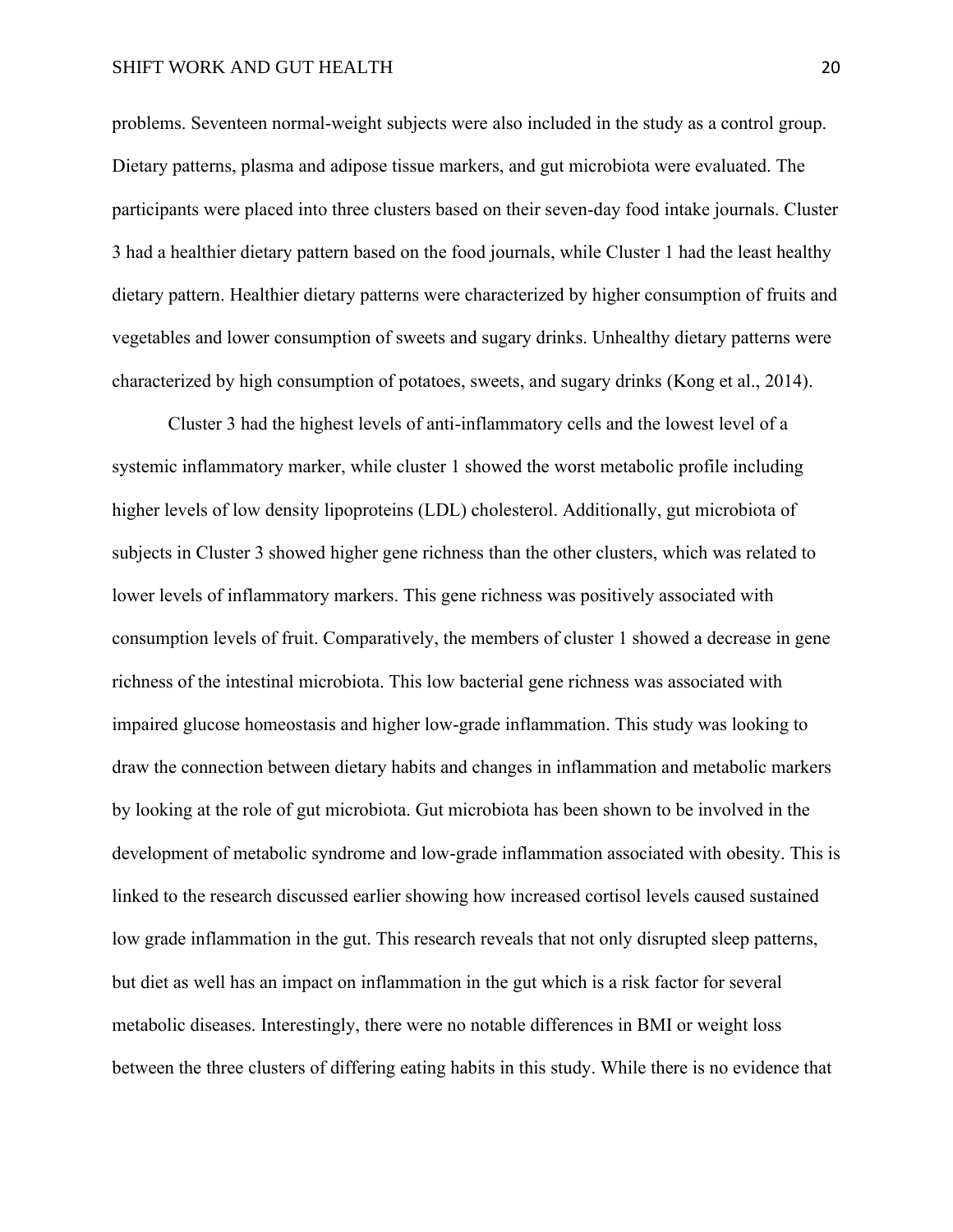problems. Seventeen normal-weight subjects were also included in the study as a control group. Dietary patterns, plasma and adipose tissue markers, and gut microbiota were evaluated. The participants were placed into three clusters based on their seven-day food intake journals. Cluster 3 had a healthier dietary pattern based on the food journals, while Cluster 1 had the least healthy dietary pattern. Healthier dietary patterns were characterized by higher consumption of fruits and vegetables and lower consumption of sweets and sugary drinks. Unhealthy dietary patterns were characterized by high consumption of potatoes, sweets, and sugary drinks (Kong et al., 2014).

Cluster 3 had the highest levels of anti-inflammatory cells and the lowest level of a systemic inflammatory marker, while cluster 1 showed the worst metabolic profile including higher levels of low density lipoproteins (LDL) cholesterol. Additionally, gut microbiota of subjects in Cluster 3 showed higher gene richness than the other clusters, which was related to lower levels of inflammatory markers. This gene richness was positively associated with consumption levels of fruit. Comparatively, the members of cluster 1 showed a decrease in gene richness of the intestinal microbiota. This low bacterial gene richness was associated with impaired glucose homeostasis and higher low-grade inflammation. This study was looking to draw the connection between dietary habits and changes in inflammation and metabolic markers by looking at the role of gut microbiota. Gut microbiota has been shown to be involved in the development of metabolic syndrome and low-grade inflammation associated with obesity. This is linked to the research discussed earlier showing how increased cortisol levels caused sustained low grade inflammation in the gut. This research reveals that not only disrupted sleep patterns, but diet as well has an impact on inflammation in the gut which is a risk factor for several metabolic diseases. Interestingly, there were no notable differences in BMI or weight loss between the three clusters of differing eating habits in this study. While there is no evidence that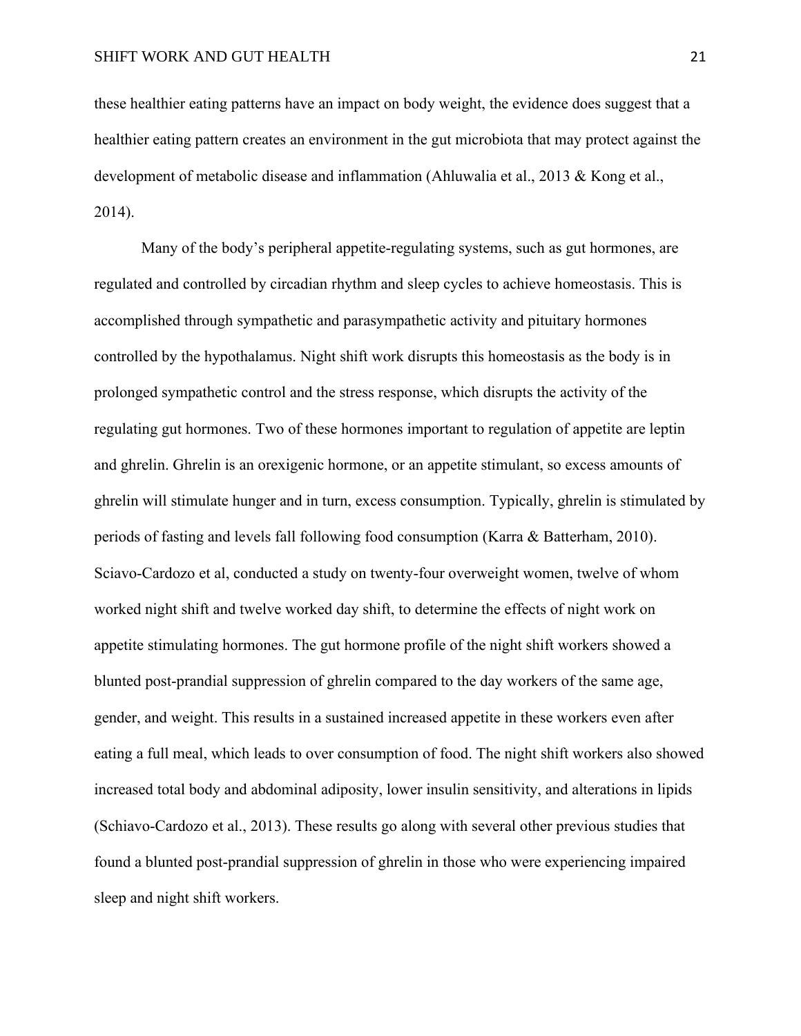these healthier eating patterns have an impact on body weight, the evidence does suggest that a healthier eating pattern creates an environment in the gut microbiota that may protect against the development of metabolic disease and inflammation (Ahluwalia et al., 2013 & Kong et al., 2014).

Many of the body's peripheral appetite-regulating systems, such as gut hormones, are regulated and controlled by circadian rhythm and sleep cycles to achieve homeostasis. This is accomplished through sympathetic and parasympathetic activity and pituitary hormones controlled by the hypothalamus. Night shift work disrupts this homeostasis as the body is in prolonged sympathetic control and the stress response, which disrupts the activity of the regulating gut hormones. Two of these hormones important to regulation of appetite are leptin and ghrelin. Ghrelin is an orexigenic hormone, or an appetite stimulant, so excess amounts of ghrelin will stimulate hunger and in turn, excess consumption. Typically, ghrelin is stimulated by periods of fasting and levels fall following food consumption (Karra & Batterham, 2010). Sciavo-Cardozo et al, conducted a study on twenty-four overweight women, twelve of whom worked night shift and twelve worked day shift, to determine the effects of night work on appetite stimulating hormones. The gut hormone profile of the night shift workers showed a blunted post-prandial suppression of ghrelin compared to the day workers of the same age, gender, and weight. This results in a sustained increased appetite in these workers even after eating a full meal, which leads to over consumption of food. The night shift workers also showed increased total body and abdominal adiposity, lower insulin sensitivity, and alterations in lipids (Schiavo-Cardozo et al., 2013). These results go along with several other previous studies that found a blunted post-prandial suppression of ghrelin in those who were experiencing impaired sleep and night shift workers.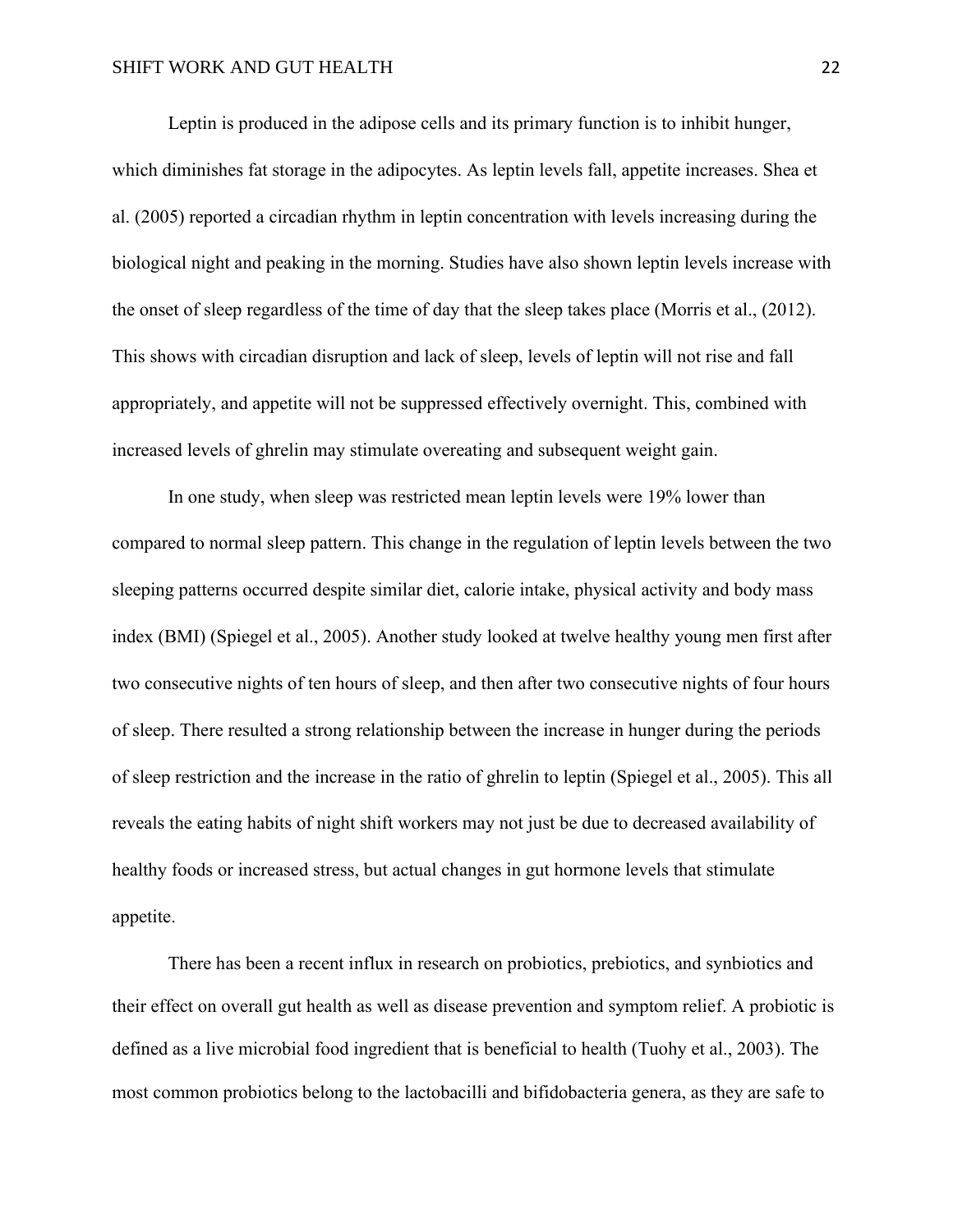Leptin is produced in the adipose cells and its primary function is to inhibit hunger, which diminishes fat storage in the adipocytes. As leptin levels fall, appetite increases. Shea et al. (2005) reported a circadian rhythm in leptin concentration with levels increasing during the biological night and peaking in the morning. Studies have also shown leptin levels increase with the onset of sleep regardless of the time of day that the sleep takes place (Morris et al., (2012). This shows with circadian disruption and lack of sleep, levels of leptin will not rise and fall appropriately, and appetite will not be suppressed effectively overnight. This, combined with increased levels of ghrelin may stimulate overeating and subsequent weight gain.

In one study, when sleep was restricted mean leptin levels were 19% lower than compared to normal sleep pattern. This change in the regulation of leptin levels between the two sleeping patterns occurred despite similar diet, calorie intake, physical activity and body mass index (BMI) (Spiegel et al., 2005). Another study looked at twelve healthy young men first after two consecutive nights of ten hours of sleep, and then after two consecutive nights of four hours of sleep. There resulted a strong relationship between the increase in hunger during the periods of sleep restriction and the increase in the ratio of ghrelin to leptin (Spiegel et al., 2005). This all reveals the eating habits of night shift workers may not just be due to decreased availability of healthy foods or increased stress, but actual changes in gut hormone levels that stimulate appetite.

There has been a recent influx in research on probiotics, prebiotics, and synbiotics and their effect on overall gut health as well as disease prevention and symptom relief. A probiotic is defined as a live microbial food ingredient that is beneficial to health (Tuohy et al., 2003). The most common probiotics belong to the lactobacilli and bifidobacteria genera, as they are safe to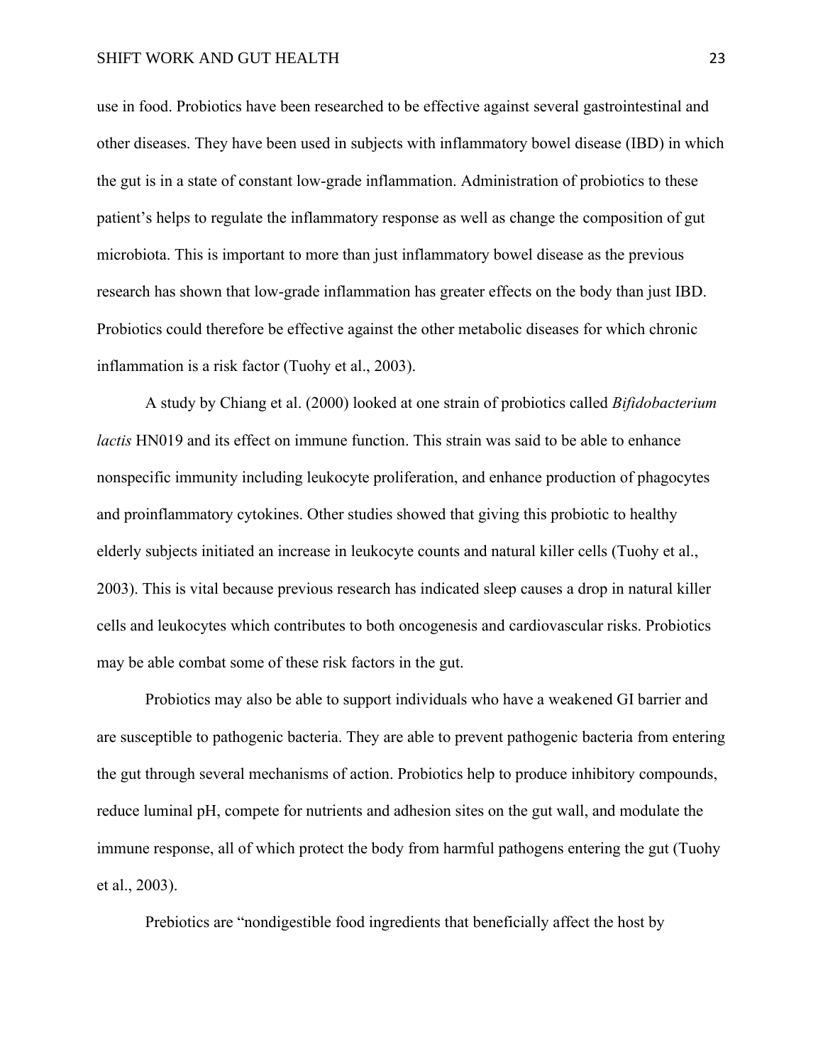use in food. Probiotics have been researched to be effective against several gastrointestinal and other diseases. They have been used in subjects with inflammatory bowel disease (IBD) in which the gut is in a state of constant low-grade inflammation. Administration of probiotics to these patient's helps to regulate the inflammatory response as well as change the composition of gut microbiota. This is important to more than just inflammatory bowel disease as the previous research has shown that low-grade inflammation has greater effects on the body than just IBD. Probiotics could therefore be effective against the other metabolic diseases for which chronic inflammation is a risk factor (Tuohy et al., 2003).

A study by Chiang et al. (2000) looked at one strain of probiotics called *Bifidobacterium lactis* HN019 and its effect on immune function. This strain was said to be able to enhance nonspecific immunity including leukocyte proliferation, and enhance production of phagocytes and proinflammatory cytokines. Other studies showed that giving this probiotic to healthy elderly subjects initiated an increase in leukocyte counts and natural killer cells (Tuohy et al., 2003). This is vital because previous research has indicated sleep causes a drop in natural killer cells and leukocytes which contributes to both oncogenesis and cardiovascular risks. Probiotics may be able combat some of these risk factors in the gut.

Probiotics may also be able to support individuals who have a weakened GI barrier and are susceptible to pathogenic bacteria. They are able to prevent pathogenic bacteria from entering the gut through several mechanisms of action. Probiotics help to produce inhibitory compounds, reduce luminal pH, compete for nutrients and adhesion sites on the gut wall, and modulate the immune response, all of which protect the body from harmful pathogens entering the gut (Tuohy et al., 2003).

Prebiotics are "nondigestible food ingredients that beneficially affect the host by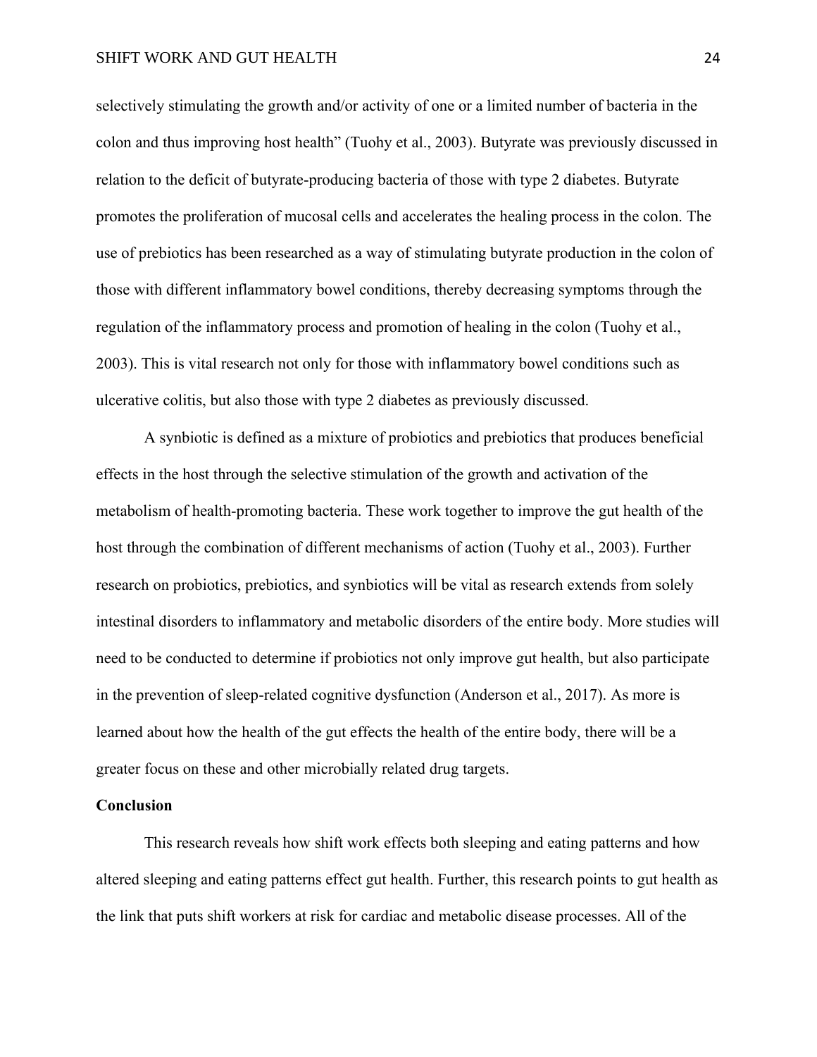selectively stimulating the growth and/or activity of one or a limited number of bacteria in the colon and thus improving host health" (Tuohy et al., 2003). Butyrate was previously discussed in relation to the deficit of butyrate-producing bacteria of those with type 2 diabetes. Butyrate promotes the proliferation of mucosal cells and accelerates the healing process in the colon. The use of prebiotics has been researched as a way of stimulating butyrate production in the colon of those with different inflammatory bowel conditions, thereby decreasing symptoms through the regulation of the inflammatory process and promotion of healing in the colon (Tuohy et al., 2003). This is vital research not only for those with inflammatory bowel conditions such as ulcerative colitis, but also those with type 2 diabetes as previously discussed.

A synbiotic is defined as a mixture of probiotics and prebiotics that produces beneficial effects in the host through the selective stimulation of the growth and activation of the metabolism of health-promoting bacteria. These work together to improve the gut health of the host through the combination of different mechanisms of action (Tuohy et al., 2003). Further research on probiotics, prebiotics, and synbiotics will be vital as research extends from solely intestinal disorders to inflammatory and metabolic disorders of the entire body. More studies will need to be conducted to determine if probiotics not only improve gut health, but also participate in the prevention of sleep-related cognitive dysfunction (Anderson et al., 2017). As more is learned about how the health of the gut effects the health of the entire body, there will be a greater focus on these and other microbially related drug targets.

**Conclusion**

This research reveals how shift work effects both sleeping and eating patterns and how altered sleeping and eating patterns effect gut health. Further, this research points to gut health as the link that puts shift workers at risk for cardiac and metabolic disease processes. All of the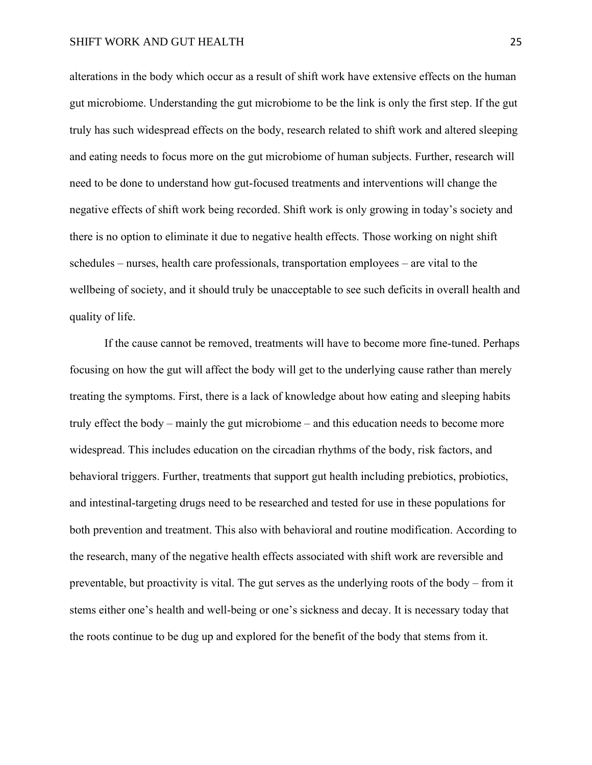alterations in the body which occur as a result of shift work have extensive effects on the human gut microbiome. Understanding the gut microbiome to be the link is only the first step. If the gut truly has such widespread effects on the body, research related to shift work and altered sleeping and eating needs to focus more on the gut microbiome of human subjects. Further, research will need to be done to understand how gut-focused treatments and interventions will change the negative effects of shift work being recorded. Shift work is only growing in today's society and there is no option to eliminate it due to negative health effects. Those working on night shift schedules – nurses, health care professionals, transportation employees – are vital to the wellbeing of society, and it should truly be unacceptable to see such deficits in overall health and quality of life.

If the cause cannot be removed, treatments will have to become more fine-tuned. Perhaps focusing on how the gut will affect the body will get to the underlying cause rather than merely treating the symptoms. First, there is a lack of knowledge about how eating and sleeping habits truly effect the body – mainly the gut microbiome – and this education needs to become more widespread. This includes education on the circadian rhythms of the body, risk factors, and behavioral triggers. Further, treatments that support gut health including prebiotics, probiotics, and intestinal-targeting drugs need to be researched and tested for use in these populations for both prevention and treatment. This also with behavioral and routine modification. According to the research, many of the negative health effects associated with shift work are reversible and preventable, but proactivity is vital. The gut serves as the underlying roots of the body – from it stems either one's health and well-being or one's sickness and decay. It is necessary today that the roots continue to be dug up and explored for the benefit of the body that stems from it.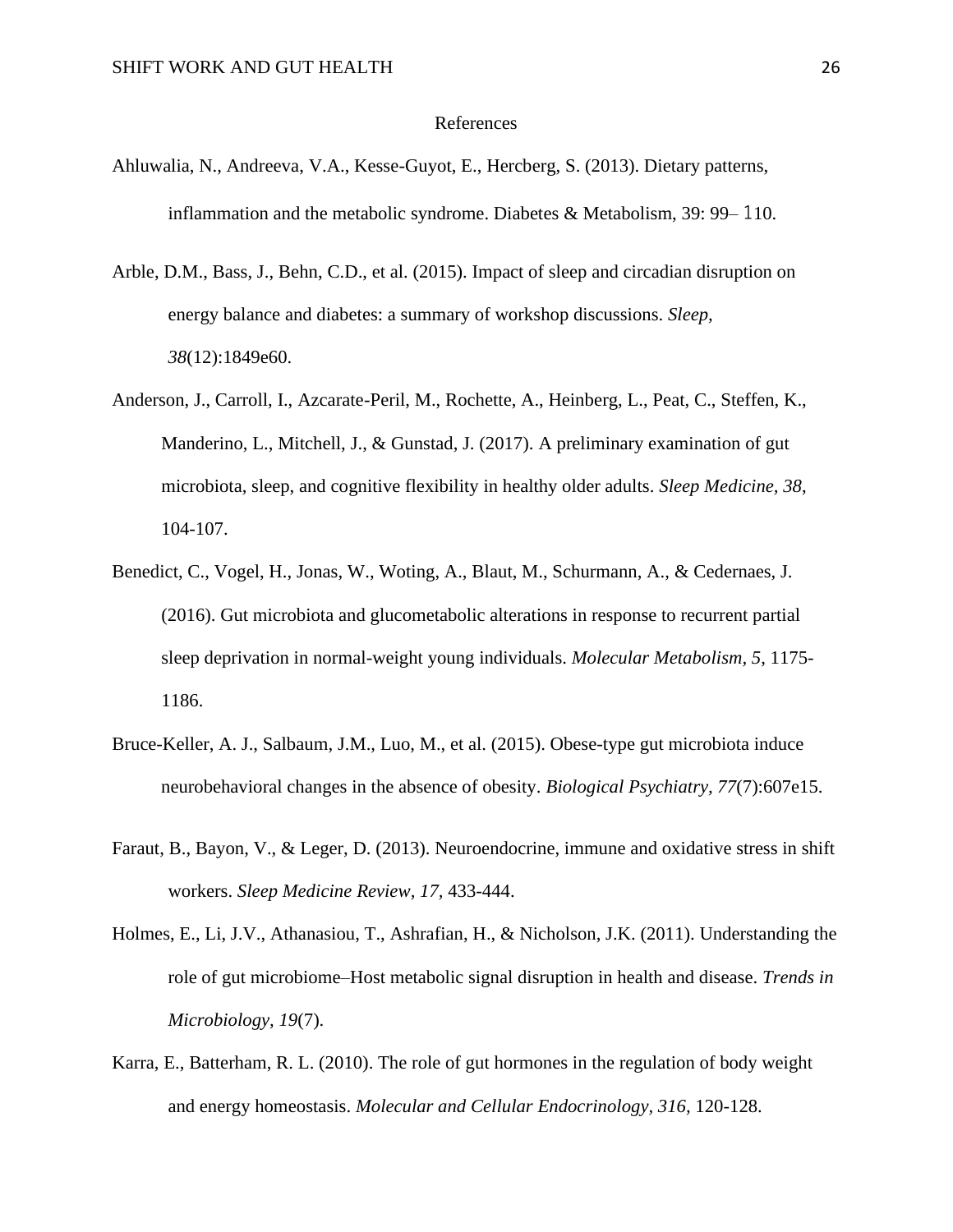# References

Ahluwalia, N., Andreeva, V.A., Kesse-Guyot, E., Hercberg, S. (2013). Dietary patterns, inflammation and the metabolic syndrome. Diabetes & Metabolism, 39: 99– 110.

Arble, D.M., Bass, J., Behn, C.D., et al. (2015). Impact of sleep and circadian disruption on energy balance and diabetes: a summary of workshop discussions. *Sleep, 38*(12):1849e60.

Anderson, J., Carroll, I., Azcarate-Peril, M., Rochette, A., Heinberg, L., Peat, C., Steffen, K., Manderino, L., Mitchell, J., & Gunstad, J. (2017). A preliminary examination of gut microbiota, sleep, and cognitive flexibility in healthy older adults. *Sleep Medicine, 38*, 104-107.

Benedict, C., Vogel, H., Jonas, W., Woting, A., Blaut, M., Schurmann, A., & Cedernaes, J. (2016). Gut microbiota and glucometabolic alterations in response to recurrent partial sleep deprivation in normal-weight young individuals. *Molecular Metabolism, 5*, 1175-1186.

Bruce-Keller, A. J., Salbaum, J.M., Luo, M., et al. (2015). Obese-type gut microbiota induce neurobehavioral changes in the absence of obesity. *Biological Psychiatry, 77*(7):607e15.

Faraut, B., Bayon, V., & Leger, D. (2013). Neuroendocrine, immune and oxidative stress in shift workers. *Sleep Medicine Review, 17,* 433-444.

Holmes, E., Li, J.V., Athanasiou, T., Ashrafian, H., & Nicholson, J.K. (2011). Understanding the role of gut microbiome–Host metabolic signal disruption in health and disease. *Trends in Microbiology, 19*(7).

Karra, E., Batterham, R. L. (2010). The role of gut hormones in the regulation of body weight and energy homeostasis. *Molecular and Cellular Endocrinology, 316,* 120-128.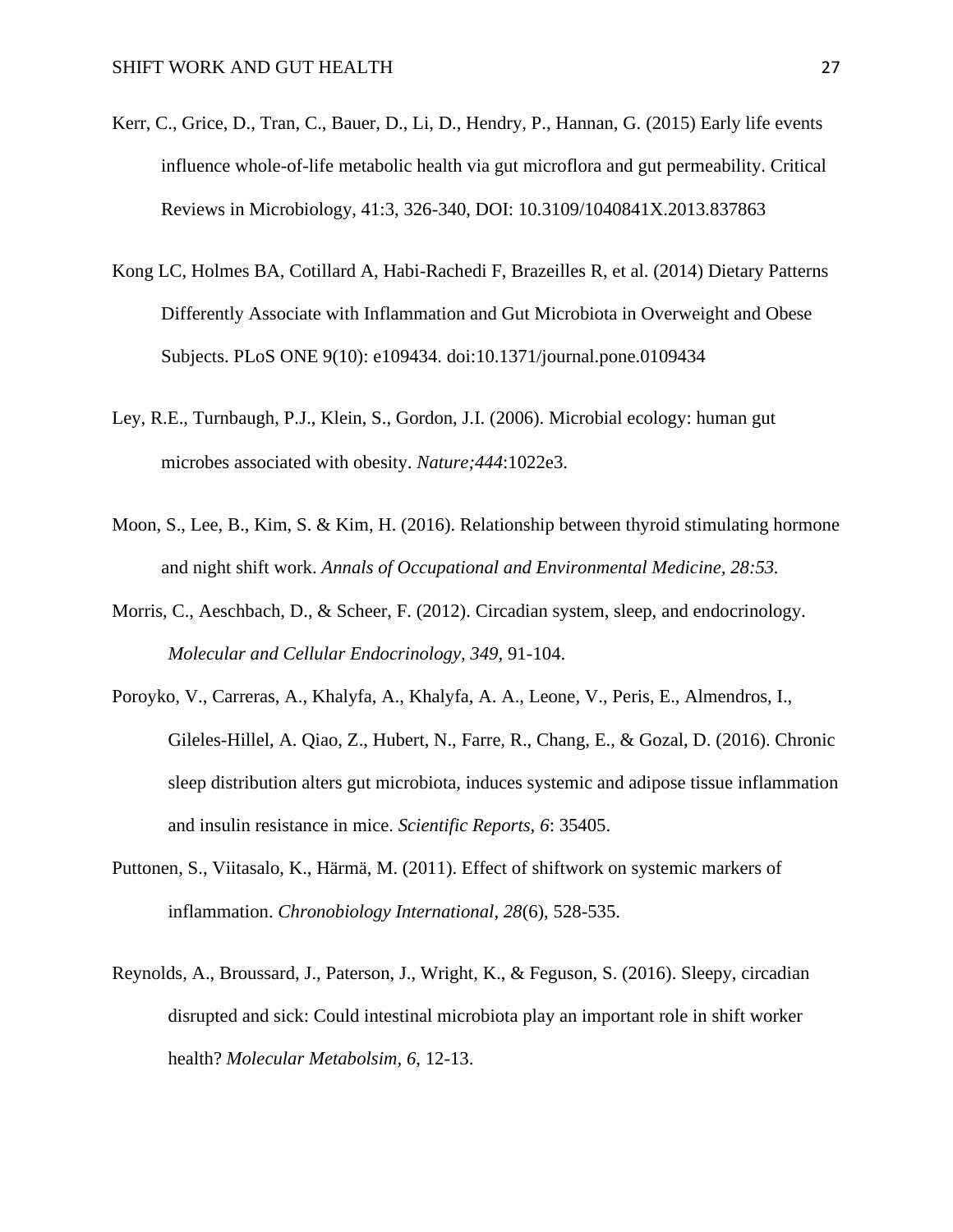Kerr, C., Grice, D., Tran, C., Bauer, D., Li, D., Hendry, P., Hannan, G. (2015) Early life events influence whole-of-life metabolic health via gut microflora and gut permeability. Critical Reviews in Microbiology, 41:3, 326-340, DOI: 10.3109/1040841X.2013.837863

Kong LC, Holmes BA, Cotillard A, Habi-Rachedi F, Brazeilles R, et al. (2014) Dietary Patterns Differently Associate with Inflammation and Gut Microbiota in Overweight and Obese Subjects. PLoS ONE 9(10): e109434. doi:10.1371/journal.pone.0109434

Ley, R.E., Turnbaugh, P.J., Klein, S., Gordon, J.I. (2006). Microbial ecology: human gut microbes associated with obesity. *Nature;444*:1022e3.

Moon, S., Lee, B., Kim, S. & Kim, H. (2016). Relationship between thyroid stimulating hormone and night shift work. *Annals of Occupational and Environmental Medicine, 28:53.*

Morris, C., Aeschbach, D., & Scheer, F. (2012). Circadian system, sleep, and endocrinology. *Molecular and Cellular Endocrinology, 349,* 91-104.

Poroyko, V., Carreras, A., Khalyfa, A., Khalyfa, A. A., Leone, V., Peris, E., Almendros, I., Gileles-Hillel, A. Qiao, Z., Hubert, N., Farre, R., Chang, E., & Gozal, D. (2016). Chronic sleep distribution alters gut microbiota, induces systemic and adipose tissue inflammation and insulin resistance in mice. *Scientific Reports, 6*: 35405.

Puttonen, S., Viitasalo, K., Härmä, M. (2011). Effect of shiftwork on systemic markers of inflammation. *Chronobiology International*, *28*(6), 528-535.

Reynolds, A., Broussard, J., Paterson, J., Wright, K., & Feguson, S. (2016). Sleepy, circadian disrupted and sick: Could intestinal microbiota play an important role in shift worker health? *Molecular Metabolsim, 6*, 12-13.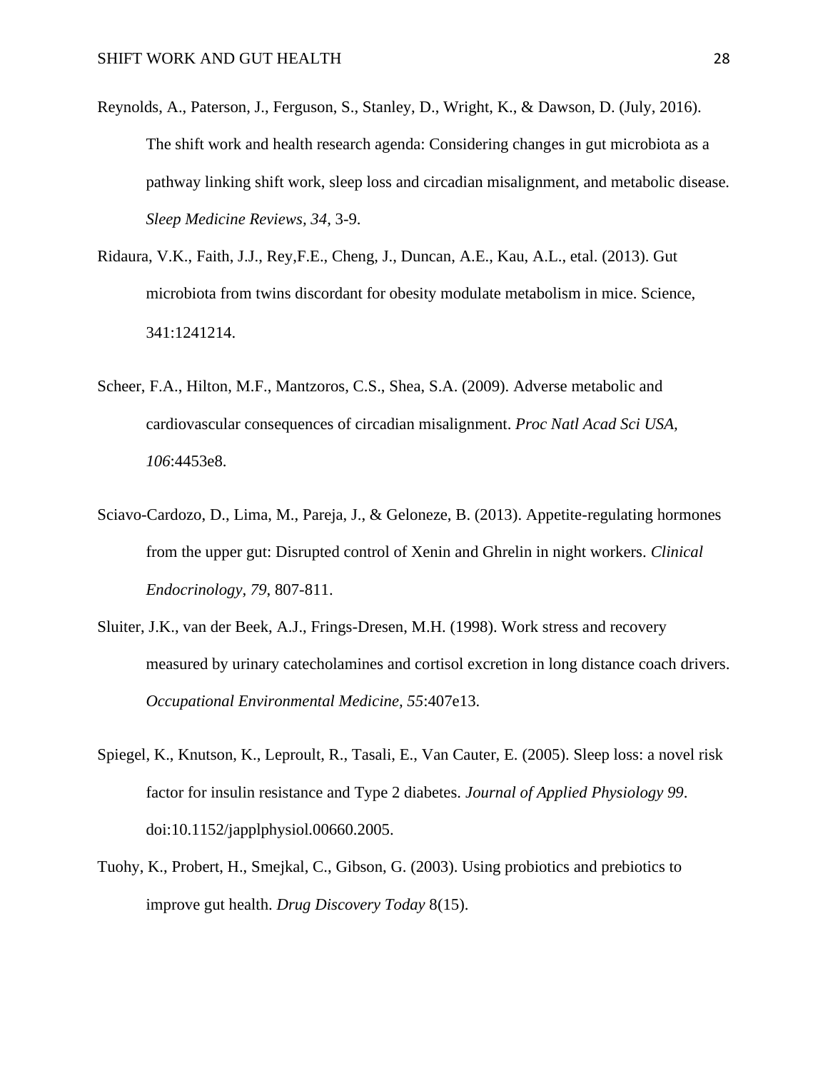Reynolds, A., Paterson, J., Ferguson, S., Stanley, D., Wright, K., & Dawson, D. (July, 2016). The shift work and health research agenda: Considering changes in gut microbiota as a pathway linking shift work, sleep loss and circadian misalignment, and metabolic disease. *Sleep Medicine Reviews, 34*, 3-9.

Ridaura, V.K., Faith, J.J., Rey,F.E., Cheng, J., Duncan, A.E., Kau, A.L., etal. (2013). Gut microbiota from twins discordant for obesity modulate metabolism in mice. Science, 341:1241214.

Scheer, F.A., Hilton, M.F., Mantzoros, C.S., Shea, S.A. (2009). Adverse metabolic and cardiovascular consequences of circadian misalignment. *Proc Natl Acad Sci USA, 106*:4453e8.

Sciavo-Cardozo, D., Lima, M., Pareja, J., & Geloneze, B. (2013). Appetite-regulating hormones from the upper gut: Disrupted control of Xenin and Ghrelin in night workers. *Clinical Endocrinology, 79*, 807-811.

Sluiter, J.K., van der Beek, A.J., Frings-Dresen, M.H. (1998). Work stress and recovery measured by urinary catecholamines and cortisol excretion in long distance coach drivers. *Occupational Environmental Medicine, 55*:407e13.

Spiegel, K., Knutson, K., Leproult, R., Tasali, E., Van Cauter, E. (2005). Sleep loss: a novel risk factor for insulin resistance and Type 2 diabetes. *Journal of Applied Physiology 99*. doi:10.1152/japplphysiol.00660.2005.

Tuohy, K., Probert, H., Smejkal, C., Gibson, G. (2003). Using probiotics and prebiotics to improve gut health. *Drug Discovery Today* 8(15).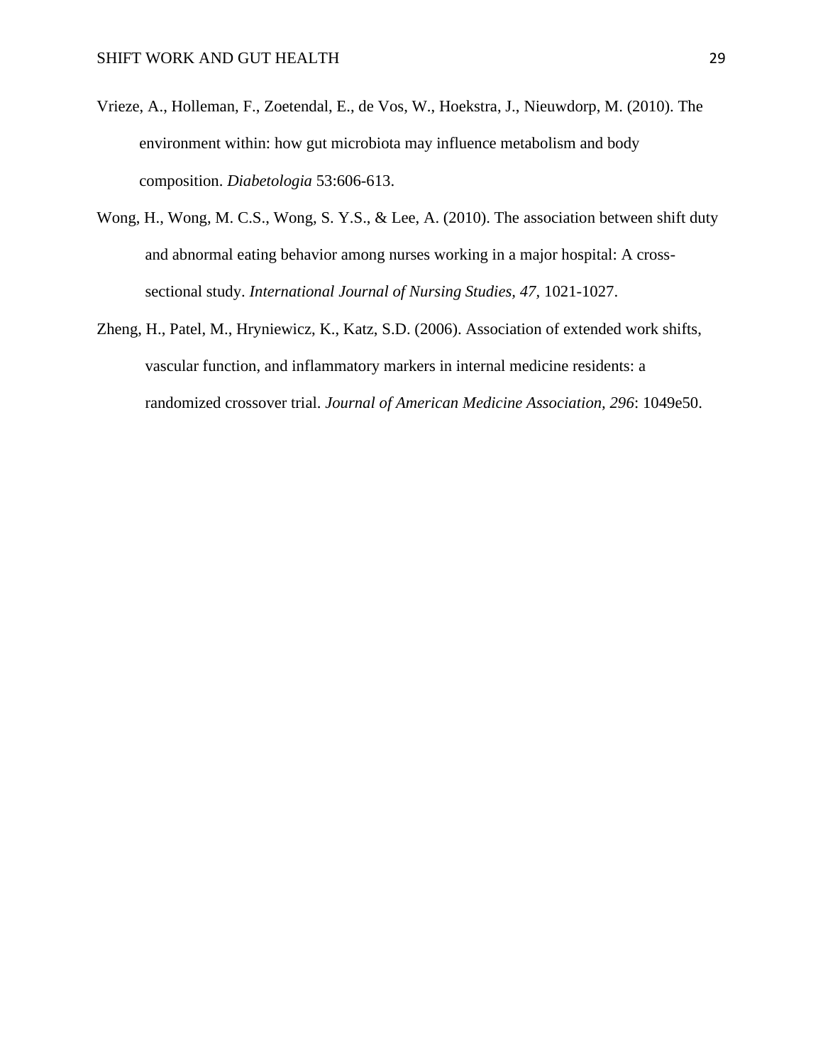Vrieze, A., Holleman, F., Zoetendal, E., de Vos, W., Hoekstra, J., Nieuwdorp, M. (2010). The environment within: how gut microbiota may influence metabolism and body composition. *Diabetologia* 53:606-613.

Wong, H., Wong, M. C.S., Wong, S. Y.S., & Lee, A. (2010). The association between shift duty and abnormal eating behavior among nurses working in a major hospital: A cross-sectional study. *International Journal of Nursing Studies, 47*, 1021-1027.

Zheng, H., Patel, M., Hryniewicz, K., Katz, S.D. (2006). Association of extended work shifts, vascular function, and inflammatory markers in internal medicine residents: a randomized crossover trial. *Journal of American Medicine Association, 296*: 1049e50.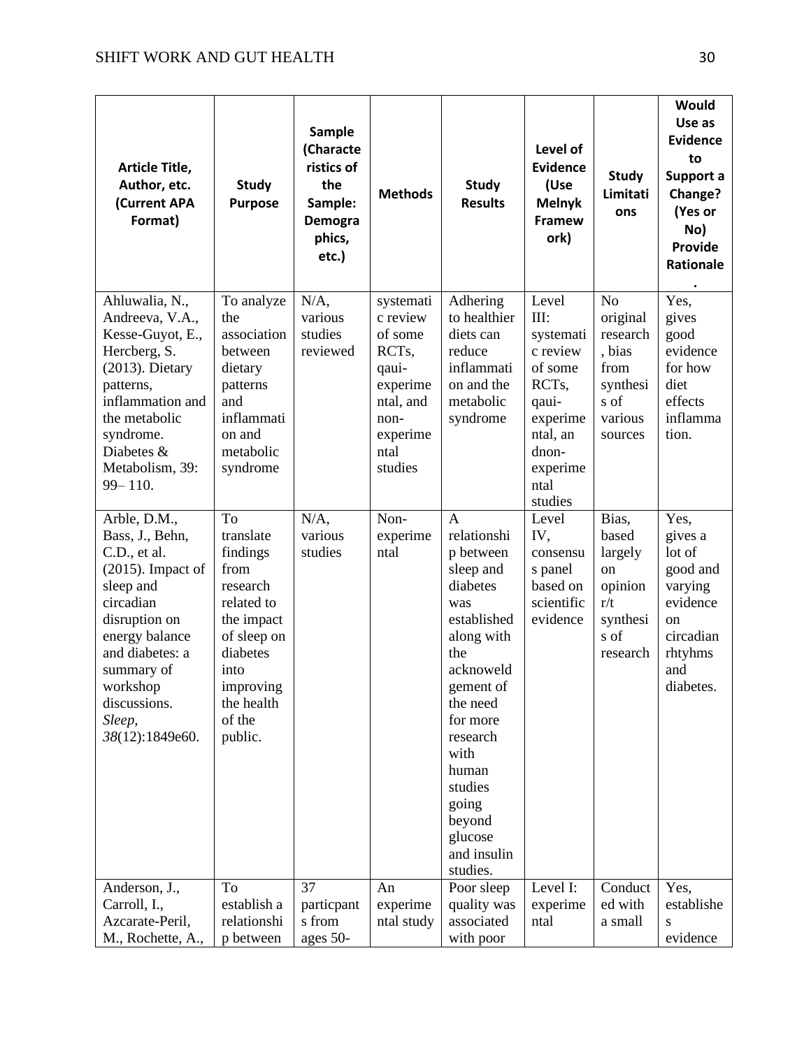| Article Title, Author, etc. (Current APA Format) | Study Purpose | Sample (Characteristics of the Sample: Demographics, etc.) | Methods | Study Results | Level of Evidence (Use Melnyk Framework) | Study Limitations | Would Use as Evidence to Support a Change? (Yes or No) Provide Rationale. |
|---|---|---|---|---|---|---|---|
| Ahluwalia, N., Andreeva, V.A., Kesse-Guyot, E., Hercberg, S. (2013). Dietary patterns, inflammation and the metabolic syndrome. Diabetes & Metabolism, 39: 99– 110. | To analyze the association between dietary patterns and inflammation and metabolic syndrome | N/A, various studies reviewed | systematic review of some RCTs, qaui-experimental, and non-experimental studies | Adhering to healthier diets can reduce inflammation and the metabolic syndrome | Level III: systematic review of some RCTs, qaui-experimental, andnon-experimental studies | No original research, bias from synthesis of various sources | Yes, gives good evidence for how diet effects inflammation. |
| Arble, D.M., Bass, J., Behn, C.D., et al. (2015). Impact of sleep and circadian disruption on energy balance and diabetes: a summary of workshop discussions. *Sleep*, *38*(12):1849e60. | To translate findings from research related to the impact of sleep on diabetes into improving the health of the public. | N/A, various studies | Non-experimental | A relationship between sleep and diabetes was established along with the acknoweldgement of the need for more research with human studies going beyond glucose and insulin studies. | Level IV, consensus panel based on scientific evidence | Bias, based largely on opinion r/t synthesis of research | Yes, gives a lot of good and varying evidence on circadian rhtyhms and diabetes. |
| Anderson, J., Carroll, I., Azcarate-Peril, M., Rochette, A., | To establish a relationship between | 37 particpants from ages 50- | An experimental study | Poor sleep quality was associated with poor | Level I: experimental | Conducted with a small | Yes, establishes evidence |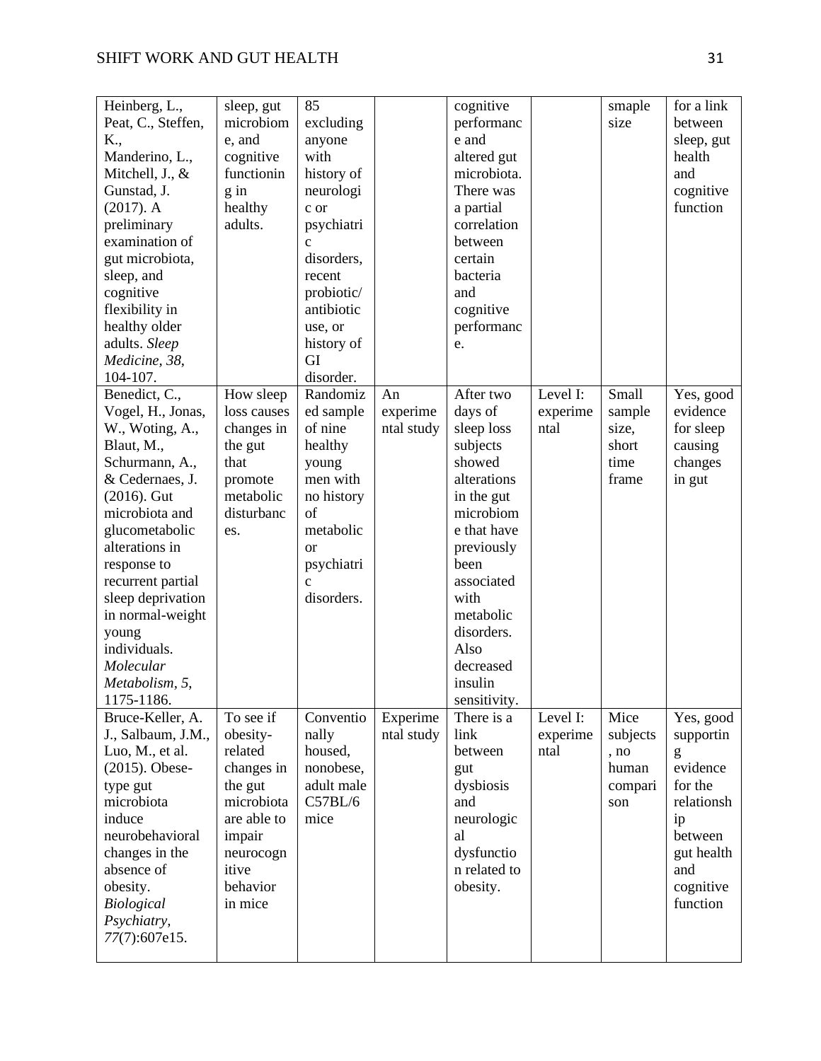| | | | | | | | |
|---|---|---|---|---|---|---|---|
| Heinberg, L., Peat, C., Steffen, K., Manderino, L., Mitchell, J., & Gunstad, J. (2017). A preliminary examination of gut microbiota, sleep, and cognitive flexibility in healthy older adults. *Sleep Medicine*, *38*, 104-107. | sleep, gut microbiome, and cognitive functioning in healthy adults. | 85 excluding anyone with history of neurologic or psychiatric disorders, recent probiotic/ antibiotic use, or history of GI disorder. | | cognitive performance and altered gut microbiota. There was a partial correlation between certain bacteria and cognitive performance. | | smaple size | for a link between sleep, gut health and cognitive function |
| Benedict, C., Vogel, H., Jonas, W., Woting, A., Blaut, M., Schurmann, A., & Cedernaes, J. (2016). Gut microbiota and glucometabolic alterations in response to recurrent partial sleep deprivation in normal-weight young individuals. *Molecular Metabolism*, *5*, 1175-1186. | How sleep loss causes changes in the gut that promote metabolic disturbances. | Randomized sample of nine healthy young men with no history of metabolic or psychiatric disorders. | An experimental study | After two days of sleep loss subjects showed alterations in the gut microbiome that have previously been associated with metabolic disorders. Also decreased insulin sensitivity. | Level I: experimental | Small sample size, short time frame | Yes, good evidence for sleep causing changes in gut |
| Bruce-Keller, A. J., Salbaum, J.M., Luo, M., et al. (2015). Obese-type gut microbiota induce neurobehavioral changes in the absence of obesity. *Biological Psychiatry*, *77*(7):607e15. | To see if obesity-related changes in the gut microbiota are able to impair neurocognitive behavior in mice | Conventionally housed, nonobese, adult male C57BL/6 mice | Experimental study | There is a link between gut dysbiosis and neurological dysfunction related to obesity. | Level I: experimental | Mice subjects, no human comparison | Yes, good supporting evidence for the relationship between gut health and cognitive function |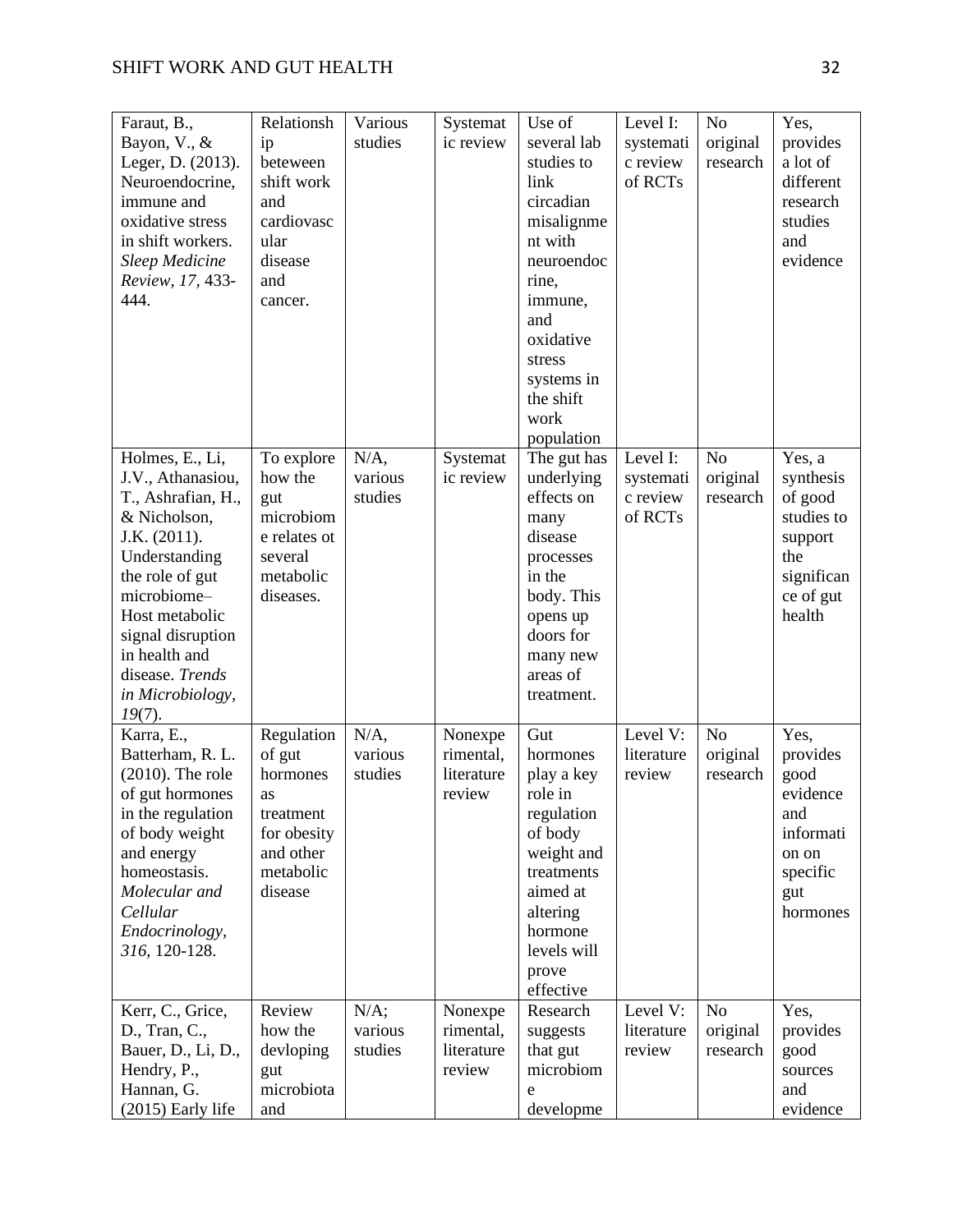| | | | | | | | |
|---|---|---|---|---|---|---|---|
| Faraut, B., Bayon, V., & Leger, D. (2013). Neuroendocrine, immune and oxidative stress in shift workers. *Sleep Medicine Review, 17*, 433-444. | Relationship beteween shift work and cardiovascular disease and cancer. | Various studies | Systematic review | Use of several lab studies to link circadian misalignment with neuroendocrine, immune, and oxidative stress systems in the shift work population | Level I: systematic review of RCTs | No original research | Yes, provides a lot of different research studies and evidence |
| Holmes, E., Li, J.V., Athanasiou, T., Ashrafian, H., & Nicholson, J.K. (2011). Understanding the role of gut microbiome–Host metabolic signal disruption in health and disease. *Trends in Microbiology, 19*(7). | To explore how the gut microbiome relates ot several metabolic diseases. | N/A, various studies | Systematic review | The gut has underlying effects on many disease processes in the body. This opens up doors for many new areas of treatment. | Level I: systematic review of RCTs | No original research | Yes, a synthesis of good studies to support the significance of gut health |
| Karra, E., Batterham, R. L. (2010). The role of gut hormones in the regulation of body weight and energy homeostasis. *Molecular and Cellular Endocrinology, 316*, 120-128. | Regulation of gut hormones as treatment for obesity and other metabolic disease | N/A, various studies | Nonexperimental, literature review | Gut hormones play a key role in regulation of body weight and treatments aimed at altering hormone levels will prove effective | Level V: literature review | No original research | Yes, provides good evidence and information on specific gut hormones |
| Kerr, C., Grice, D., Tran, C., Bauer, D., Li, D., Hendry, P., Hannan, G. (2015) Early life | Review how the devloping gut microbiota and | N/A; various studies | Nonexperimental, literature review | Research suggests that gut microbiome developme | Level V: literature review | No original research | Yes, provides good sources and evidence |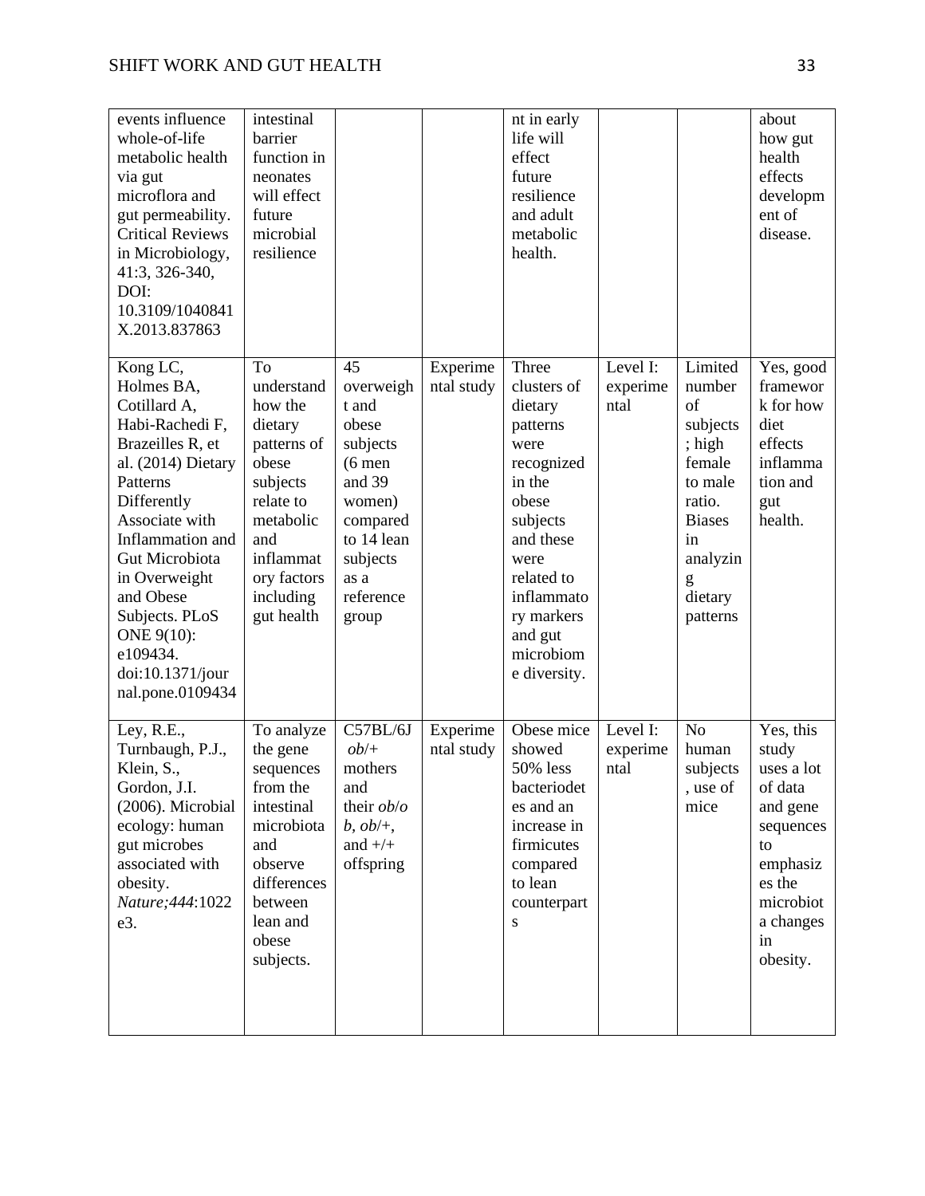| | | | | | | | |
|---|---|---|---|---|---|---|---|
| events influence whole-of-life metabolic health via gut microflora and gut permeability. Critical Reviews in Microbiology, 41:3, 326-340, DOI: 10.3109/1040841X.2013.837863 | intestinal barrier function in neonates will effect future microbial resilience | | | nt in early life will effect future resilience and adult metabolic health. | | | about how gut health effects development of disease. |
| Kong LC, Holmes BA, Cotillard A, Habi-Rachedi F, Brazeilles R, et al. (2014) Dietary Patterns Differently Associate with Inflammation and Gut Microbiota in Overweight and Obese Subjects. PLoS ONE 9(10): e109434. doi:10.1371/journal.pone.0109434 | To understand how the dietary patterns of obese subjects relate to metabolic and inflammatory factors including gut health | 45 overweight and obese subjects (6 men and 39 women) compared to 14 lean subjects as a reference group | Experimental study | Three clusters of dietary patterns were recognized in the obese subjects and these were related to inflammatory markers and gut microbiome diversity. | Level I: experimental | Limited number of subjects; high female to male ratio. Biases in analyzing dietary patterns | Yes, good framework for how diet effects inflammation and gut health. |
| Ley, R.E., Turnbaugh, P.J., Klein, S., Gordon, J.I. (2006). Microbial ecology: human gut microbes associated with obesity. *Nature;444*:1022e3. | To analyze the gene sequences from the intestinal microbiota and observe differences between lean and obese subjects. | C57BL/6J *ob*/+ mothers and their *ob*/*ob*, *ob*/+, and +/+ offspring | Experimental study | Obese mice showed 50% less bacteriodetes and an increase in firmicutes compared to lean counterparts | Level I: experimental | No human subjects, use of mice | Yes, this study uses a lot of data and gene sequences to emphasizes the microbiota changes in obesity. |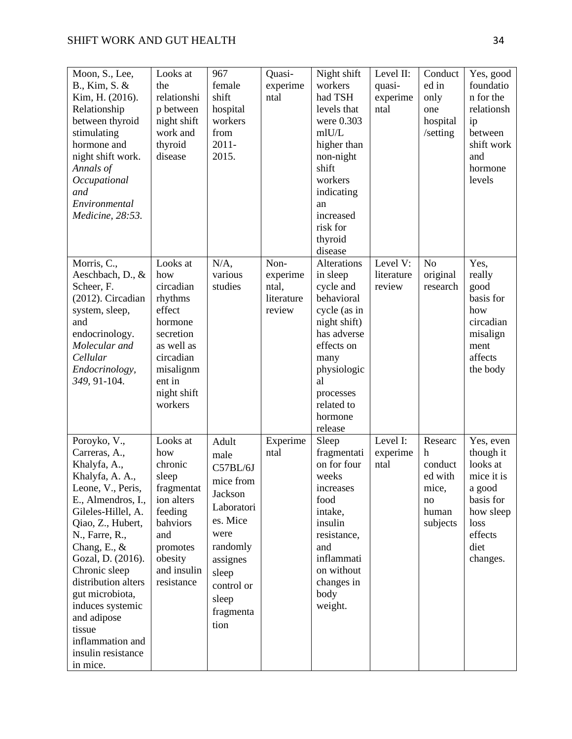| Moon, S., Lee, B., Kim, S. & Kim, H. (2016). Relationship between thyroid stimulating hormone and night shift work. *Annals of Occupational and Environmental Medicine, 28:53.* | Looks at the relationship between night shift work and thyroid disease | 967 female shift hospital workers from 2011-2015. | Quasi-experimental | Night shift workers had TSH levels that were 0.303 mlU/L higher than non-night shift workers indicating an increased risk for thyroid disease | Level II: quasi-experimental | Conducted in only one hospital /setting | Yes, good foundation for the relationship between shift work and hormone levels |
|---|---|---|---|---|---|---|---|
| Morris, C., Aeschbach, D., & Scheer, F. (2012). Circadian system, sleep, and endocrinology. *Molecular and Cellular Endocrinology, 349*, 91-104. | Looks at how circadian rhythms effect hormone secretion as well as circadian misalignment in night shift workers | N/A, various studies | Non-experimental, literature review | Alterations in sleep cycle and behavioral cycle (as in night shift) has adverse effects on many physiological processes related to hormone release | Level V: literature review | No original research | Yes, really good basis for how circadian misalignment affects the body |
| Poroyko, V., Carreras, A., Khalyfa, A., Khalyfa, A. A., Leone, V., Peris, E., Almendros, I., Gileles-Hillel, A. Qiao, Z., Hubert, N., Farre, R., Chang, E., & Gozal, D. (2016). Chronic sleep distribution alters gut microbiota, induces systemic and adipose tissue inflammation and insulin resistance in mice. | Looks at how chronic sleep fragmentation alters feeding bahviors and promotes obesity and insulin resistance | Adult male C57BL/6J mice from Jackson Laboratories. Mice were randomly assignes sleep control or sleep fragmentation | Experimental | Sleep fragmentation for four weeks increases food intake, insulin resistance, and inflammation without changes in body weight. | Level I: experimental | Research conducted with mice, no human subjects | Yes, even though it looks at mice it is a good basis for how sleep loss effects diet changes. |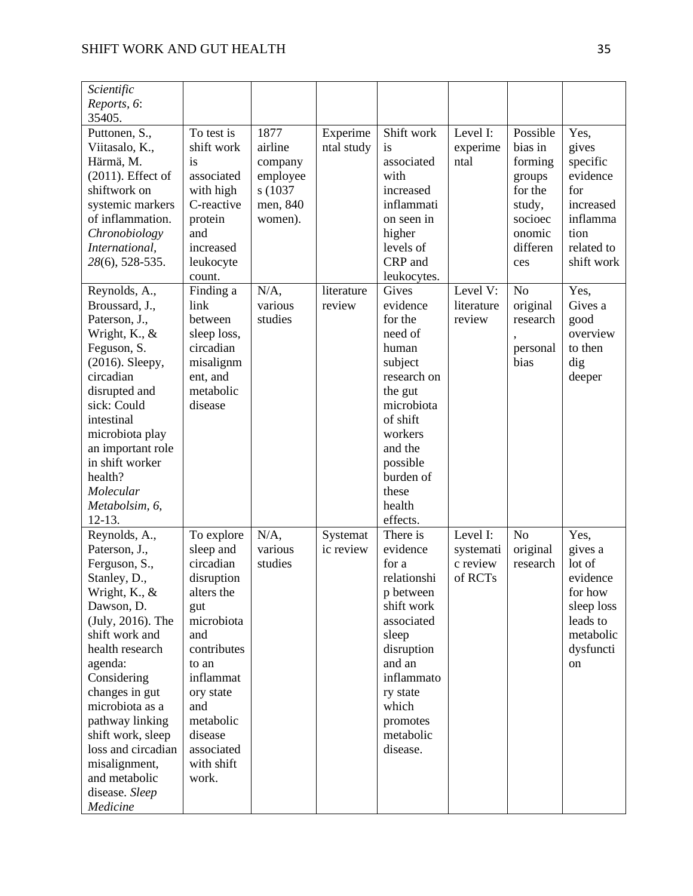| | | | | | | | |
|---|---|---|---|---|---|---|---|
| *Scientific Reports, 6*: 35405. | | | | | | | |
| Puttonen, S., Viitasalo, K., Härmä, M. (2011). Effect of shiftwork on systemic markers of inflammation. *Chronobiology International, 28*(6), 528-535. | To test is shift work is associated with high C-reactive protein and increased leukocyte count. | 1877 airline company employees (1037 men, 840 women). | Experimental study | Shift work is associated with increased inflammation seen in higher levels of CRP and leukocytes. | Level I: experimental | Possible bias in forming groups for the study, socioeconomic differences | Yes, gives specific evidence for increased inflammation related to shift work |
| Reynolds, A., Broussard, J., Paterson, J., Wright, K., & Feguson, S. (2016). Sleepy, circadian disrupted and sick: Could intestinal microbiota play an important role in shift worker health? *Molecular Metabolsim, 6*, 12-13. | Finding a link between sleep loss, circadian misalignment, and metabolic disease | N/A, various studies | literature review | Gives evidence for the need of human subject research on the gut microbiota of shift workers and the possible burden of these health effects. | Level V: literature review | No original research, personal bias | Yes, Gives a good overview to then dig deeper |
| Reynolds, A., Paterson, J., Ferguson, S., Stanley, D., Wright, K., & Dawson, D. (July, 2016). The shift work and health research agenda: Considering changes in gut microbiota as a pathway linking shift work, sleep loss and circadian misalignment, and metabolic disease. *Sleep Medicine* | To explore sleep and circadian disruption alters the gut microbiota and contributes to an inflammatory state and metabolic disease associated with shift work. | N/A, various studies | Systematic review | There is evidence for a relationship between shift work associated sleep disruption and an inflammatory state which promotes metabolic disease. | Level I: systematic review of RCTs | No original research | Yes, gives a lot of evidence for how sleep loss leads to metabolic dysfunction |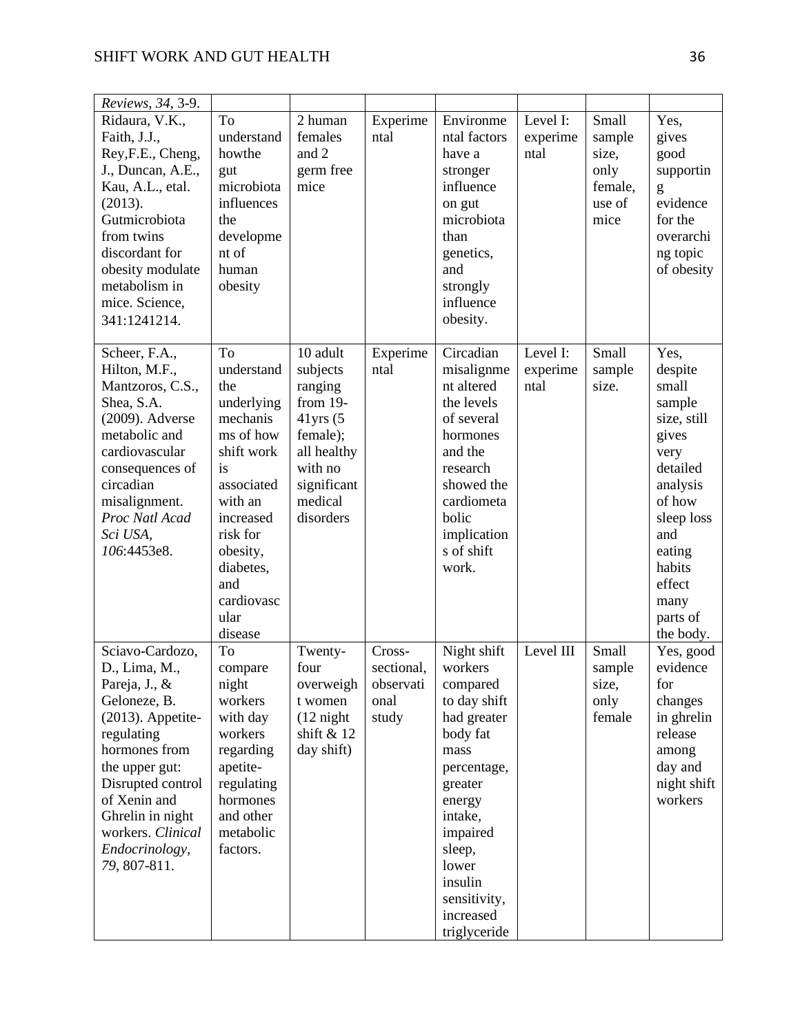| | | | | | | | |
|---|---|---|---|---|---|---|---|
| *Reviews, 34*, 3-9. | | | | | | | |
| Ridaura, V.K., Faith, J.J., Rey,F.E., Cheng, J., Duncan, A.E., Kau, A.L., etal. (2013). Gutmicrobiota from twins discordant for obesity modulate metabolism in mice. Science, 341:1241214. | To understand howthe gut microbiota influences the development of human obesity | 2 human females and 2 germ free mice | Experimental | Environmental factors have a stronger influence on gut microbiota than genetics, and strongly influence obesity. | Level I: experimental | Small sample size, only female, use of mice | Yes, gives good supporting evidence for the overarching topic of obesity |
| Scheer, F.A., Hilton, M.F., Mantzoros, C.S., Shea, S.A. (2009). Adverse metabolic and cardiovascular consequences of circadian misalignment. *Proc Natl Acad Sci USA, 106*:4453e8. | To understand the underlying mechanisms of how shift work is associated with an increased risk for obesity, diabetes, and cardiovascular disease | 10 adult subjects ranging from 19-41yrs (5 female); all healthy with no significant medical disorders | Experimental | Circadian misalignment altered the levels of several hormones and the research showed the cardiometabolic implications of shift work. | Level I: experimental | Small sample size. | Yes, despite small sample size, still gives very detailed analysis of how sleep loss and eating habits effect many parts of the body. |
| Sciavo-Cardozo, D., Lima, M., Pareja, J., & Geloneze, B. (2013). Appetite-regulating hormones from the upper gut: Disrupted control of Xenin and Ghrelin in night workers. *Clinical Endocrinology, 79*, 807-811. | To compare night workers with day workers regarding apetite-regulating hormones and other metabolic factors. | Twenty-four overweight women (12 night shift & 12 day shift) | Cross-sectional, observational study | Night shift workers compared to day shift had greater body fat mass percentage, greater energy intake, impaired sleep, lower insulin sensitivity, increased triglyceride | Level III | Small sample size, only female | Yes, good evidence for changes in ghrelin release among day and night shift workers |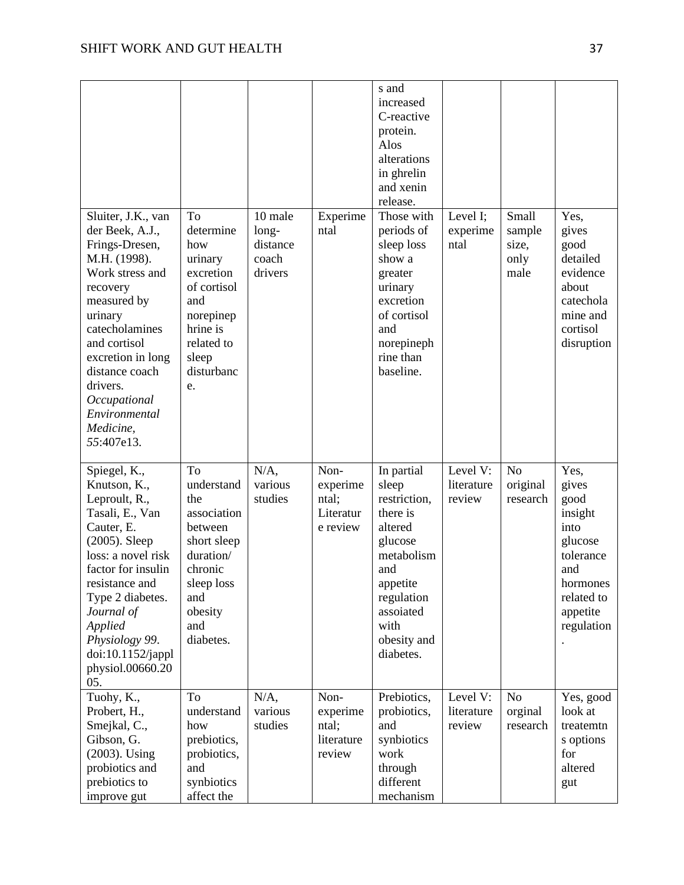| | | | | s and increased C-reactive protein. Alos alterations in ghrelin and xenin release. | | | |
|---|---|---|---|---|---|---|---|
| Sluiter, J.K., van der Beek, A.J., Frings-Dresen, M.H. (1998). Work stress and recovery measured by urinary catecholamines and cortisol excretion in long distance coach drivers. *Occupational Environmental Medicine*, *55*:407e13. | To determine how urinary excretion of cortisol and norepinephrine is related to sleep disturbance. | 10 male long-distance coach drivers | Experimental | Those with periods of sleep loss show a greater urinary excretion of cortisol and norepinephrine than baseline. | Level I; experimental | Small sample size, only male | Yes, gives good detailed evidence about catecholamine and cortisol disruption |
| Spiegel, K., Knutson, K., Leproult, R., Tasali, E., Van Cauter, E. (2005). Sleep loss: a novel risk factor for insulin resistance and Type 2 diabetes. *Journal of Applied Physiology 99*. doi:10.1152/japplphysiol.00660.2005. | To understand the association between short sleep duration/ chronic sleep loss and obesity and diabetes. | N/A, various studies | Non-experimental; Literature review | In partial sleep restriction, there is altered glucose metabolism and appetite regulation assoiated with obesity and diabetes. | Level V: literature review | No original research | Yes, gives good insight into glucose tolerance and hormones related to appetite regulation. |
| Tuohy, K., Probert, H., Smejkal, C., Gibson, G. (2003). Using probiotics and prebiotics to improve gut | To understand how prebiotics, probiotics, and synbiotics affect the | N/A, various studies | Non-experimental; literature review | Prebiotics, probiotics, and synbiotics work through different mechanism | Level V: literature review | No orginal research | Yes, good look at treatemtns options for altered gut |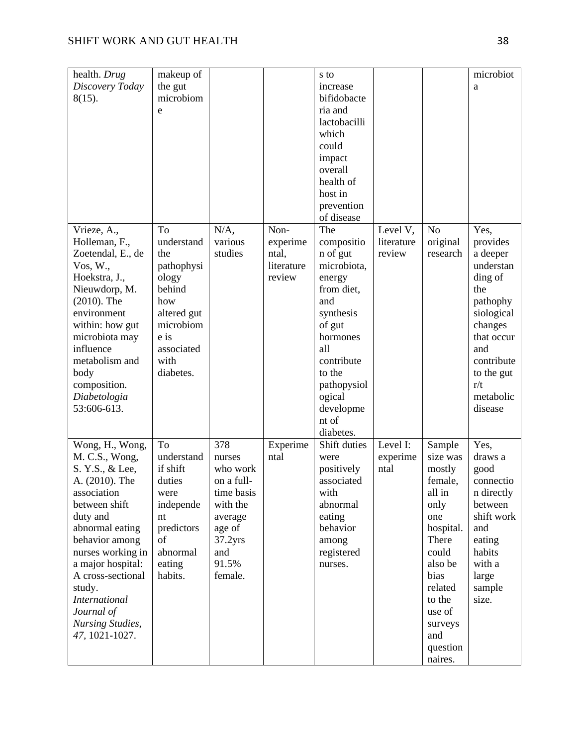| | | | | | | | |
|---|---|---|---|---|---|---|---|
| health. *Drug Discovery Today* 8(15). | makeup of the gut microbiome | | | s to increase bifidobacteria and lactobacilli which could impact overall health of host in prevention of disease | | | microbiota |
| Vrieze, A., Holleman, F., Zoetendal, E., de Vos, W., Hoekstra, J., Nieuwdorp, M. (2010). The environment within: how gut microbiota may influence metabolism and body composition. *Diabetologia* 53:606-613. | To understand the pathophysiology behind how altered gut microbiome is associated with diabetes. | N/A, various studies | Non-experimental, literature review | The composition of gut microbiota, energy from diet, and synthesis of gut hormones all contribute to the pathopysiological development of diabetes. | Level V, literature review | No original research | Yes, provides a deeper understanding of the pathophysiological changes that occur and contribute to the gut r/t metabolic disease |
| Wong, H., Wong, M. C.S., Wong, S. Y.S., & Lee, A. (2010). The association between shift duty and abnormal eating behavior among nurses working in a major hospital: A cross-sectional study. *International Journal of Nursing Studies, 47*, 1021-1027. | To understand if shift duties were independent predictors of abnormal eating habits. | 378 nurses who work on a full-time basis with the average age of 37.2yrs and 91.5% female. | Experimental | Shift duties were positively associated with abnormal eating behavior among registered nurses. | Level I: experimental | Sample size was mostly female, all in only one hospital. There could also be bias related to the use of surveys and questionnaires. | Yes, draws a good connection directly between shift work and eating habits with a large sample size. |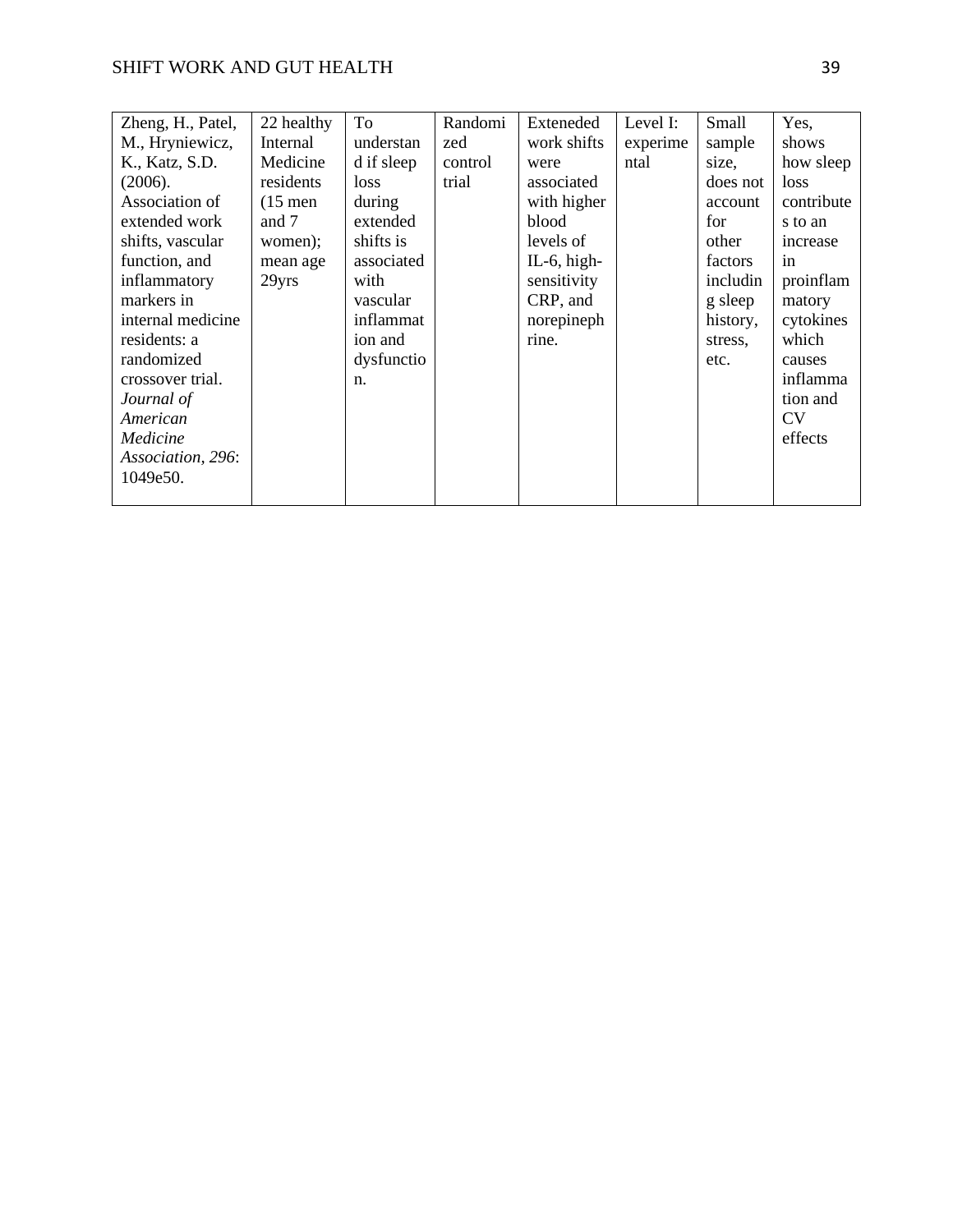| | | | | | | | |
|---|---|---|---|---|---|---|---|
| Zheng, H., Patel, M., Hryniewicz, K., Katz, S.D. (2006). Association of extended work shifts, vascular function, and inflammatory markers in internal medicine residents: a randomized crossover trial. *Journal of American Medicine Association, 296*: 1049e50. | 22 healthy Internal Medicine residents (15 men and 7 women); mean age 29yrs | To understand if sleep loss during extended shifts is associated with vascular inflammation and dysfunction. | Randomized control trial | Exteneded work shifts were associated with higher blood levels of IL-6, high-sensitivity CRP, and norepinephrine. | Level I: experimental | Small sample size, does not account for other factors including sleep history, stress, etc. | Yes, shows how sleep loss contributes to an increase in proinflammatory cytokines which causes inflammation and CV effects |